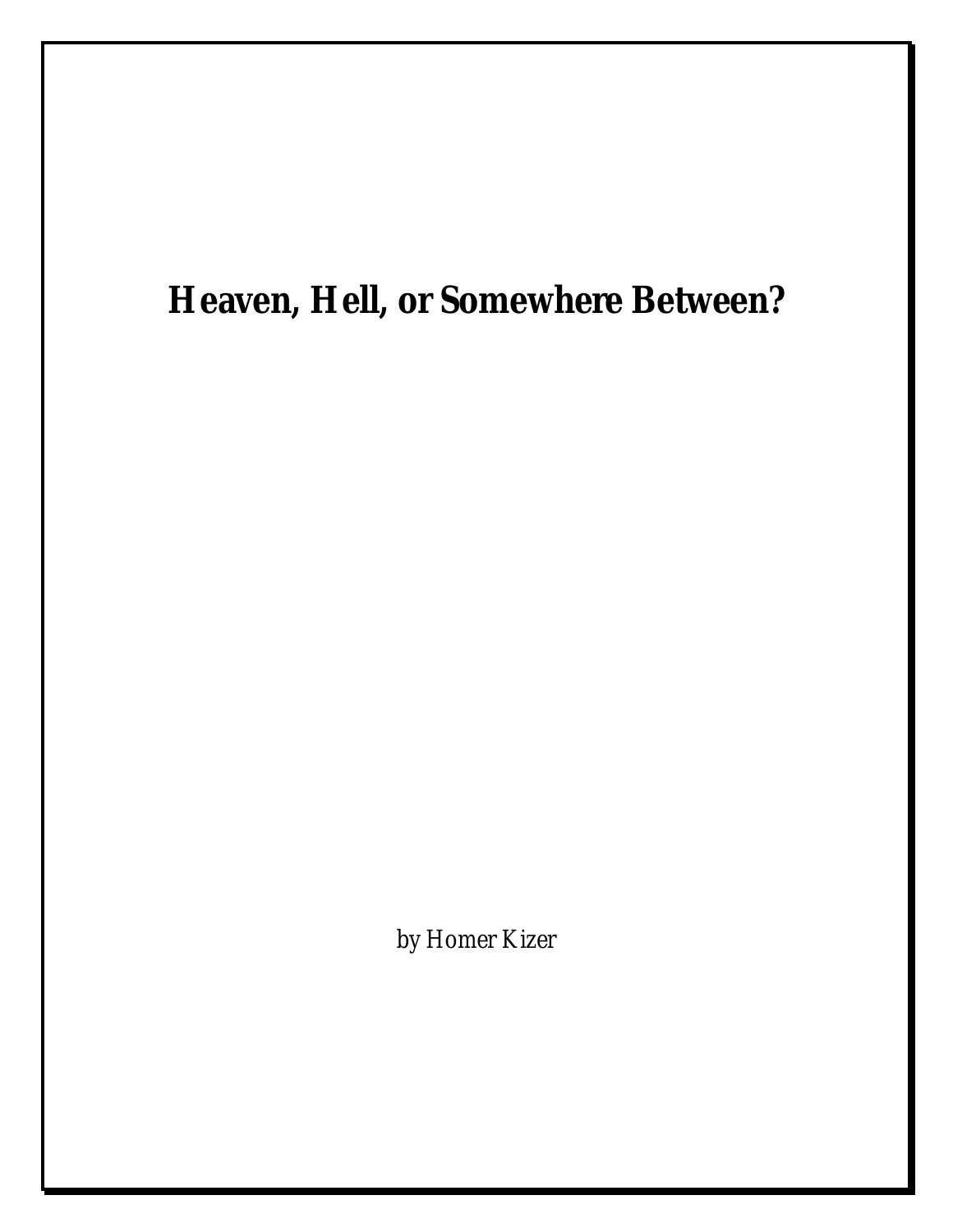# Heaven, Hell, or Somewhere Between?

*by Homer Kizer*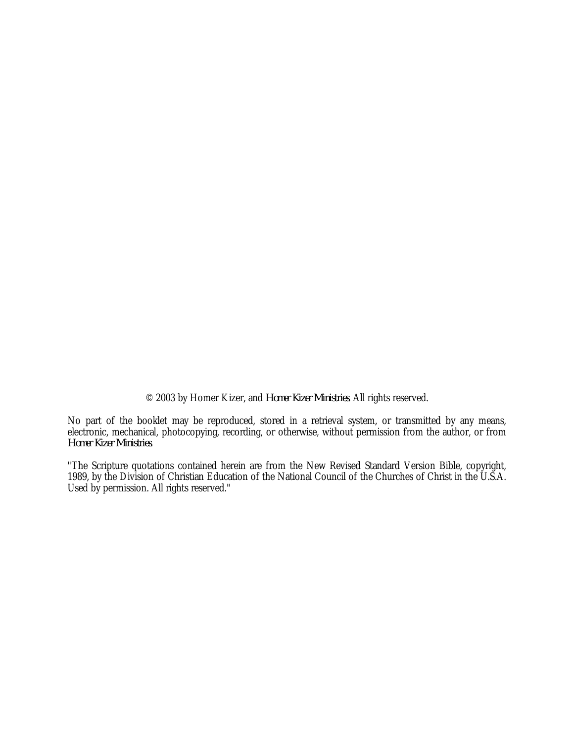© 2003 by Homer Kizer, and *Homer Kizer Ministries*. All rights reserved.

No part of the booklet may be reproduced, stored in a retrieval system, or transmitted by any means, electronic, mechanical, photocopying, recording, or otherwise, without permission from the author, or from *Homer Kizer Ministries*.

"The Scripture quotations contained herein are from the New Revised Standard Version Bible, copyright, 1989, by the Division of Christian Education of the National Council of the Churches of Christ in the U.S.A. Used by permission. All rights reserved."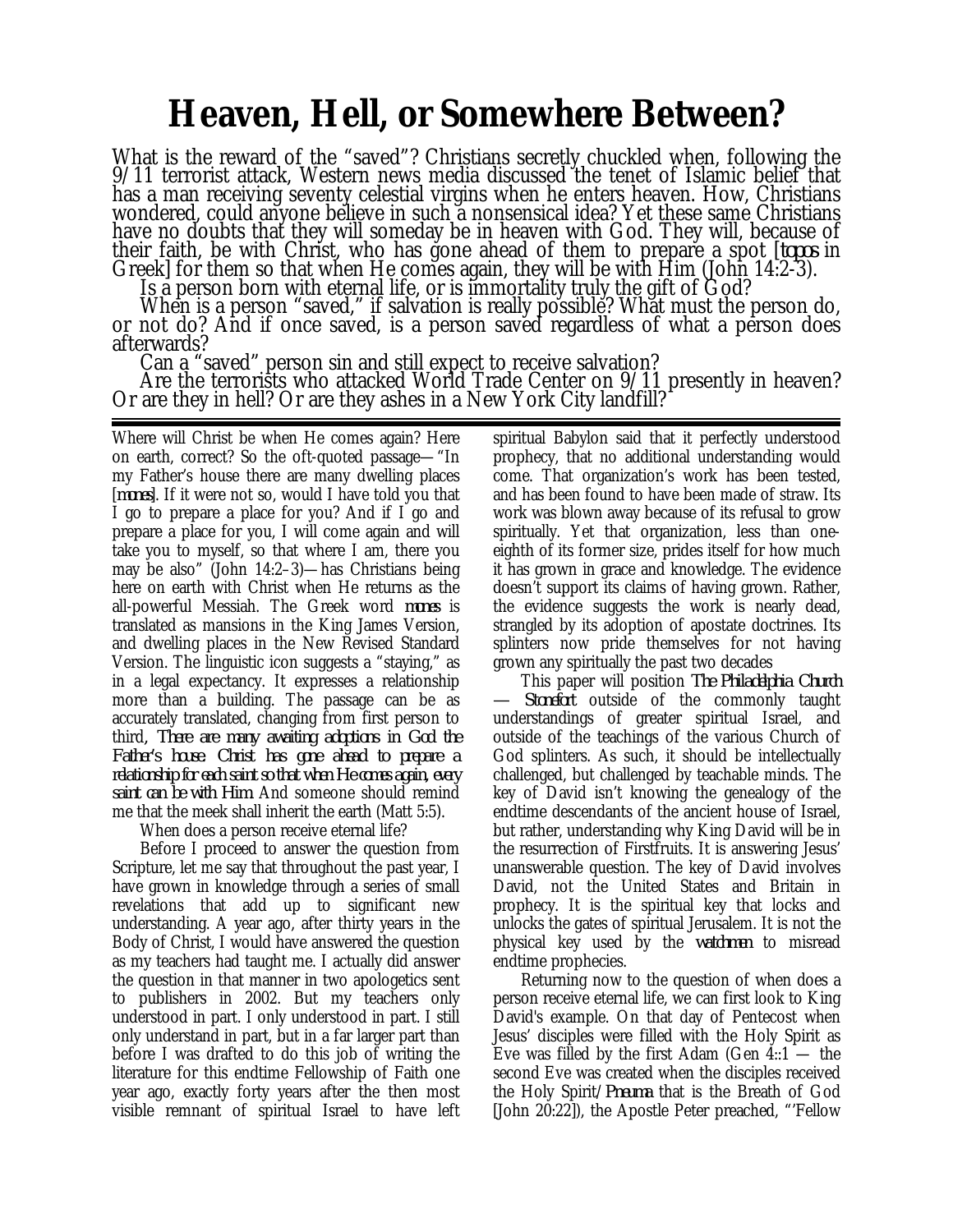# Heaven, Hell, or Somewhere Between?

What is the reward of the "saved"? Christians secretly chuckled when, following the 9/11 terrorist attack, Western news media discussed the tenet of Islamic belief that has a man receiving seventy celestial virgins when he enters heaven. How, Christians wondered, could anyone believe in such a nonsensical idea? Yet these same Christians have no doubts that they will someday be in heaven with God. They will, because of their faith, be with Christ, who has gone ahead of them to prepare a spot [*topos* in Greek] for them so that when He comes again, they will be with Him (John 14:2-3).

Is a person born with eternal life, or is immortality truly the gift of God?

When is a person "saved," if salvation is really possible? What must the person do, or not do? And if once saved, is a person saved regardless of what a person does afterwards?

Can a "saved" person sin and still expect to receive salvation?

Are the terrorists who attacked World Trade Center on 9/11 presently in heaven? Or are they in hell? Or are they ashes in a New York City landfill?

---

Where will Christ be when He comes again? Here on earth, correct? So the oft-quoted passage—"In my Father's house there are many dwelling places [*mones*]. If it were not so, would I have told you that I go to prepare a place for you? And if I go and prepare a place for you, I will come again and will take you to myself, so that where I am, there you may be also" (John 14:2–3)—has Christians being here on earth with Christ when He returns as the all-powerful Messiah. The Greek word *mones* is translated as mansions in the King James Version, and dwelling places in the New Revised Standard Version. The linguistic icon suggests a "staying," as in a legal expectancy. It expresses a relationship more than a building. The passage can be as accurately translated, changing from first person to third, *There are many awaiting adoptions in God the Father's house. Christ has gone ahead to prepare a relationship for each saint so that when He comes again, every saint can be with Him.* And someone should remind me that the meek shall inherit the earth (Matt 5:5).

When does a person receive eternal life?

Before I proceed to answer the question from Scripture, let me say that throughout the past year, I have grown in knowledge through a series of small revelations that add up to significant new understanding. A year ago, after thirty years in the Body of Christ, I would have answered the question as my teachers had taught me. I actually did answer the question in that manner in two apologetics sent to publishers in 2002. But my teachers only understood in part. I only understood in part. I still only understand in part, but in a far larger part than before I was drafted to do this job of writing the literature for this endtime Fellowship of Faith one year ago, exactly forty years after the then most visible remnant of spiritual Israel to have left spiritual Babylon said that it perfectly understood prophecy, that no additional understanding would come. That organization's work has been tested, and has been found to have been made of straw. Its work was blown away because of its refusal to grow spiritually. Yet that organization, less than one-eighth of its former size, prides itself for how much it has grown in grace and knowledge. The evidence doesn't support its claims of having grown. Rather, the evidence suggests the work is nearly dead, strangled by its adoption of apostate doctrines. Its splinters now pride themselves for not having grown any spiritually the past two decades

This paper will position *The Philadelphia Church — Stonefort* outside of the commonly taught understandings of greater spiritual Israel, and outside of the teachings of the various Church of God splinters. As such, it should be intellectually challenged, but challenged by teachable minds. The key of David isn't knowing the genealogy of the endtime descendants of the ancient house of Israel, but rather, understanding why King David will be in the resurrection of Firstfruits. It is answering Jesus' unanswerable question. The key of David involves David, not the United States and Britain in prophecy. It is the spiritual key that locks and unlocks the gates of spiritual Jerusalem. It is not the physical key used by the *watchmen* to misread endtime prophecies.

Returning now to the question of when does a person receive eternal life, we can first look to King David's example. On that day of Pentecost when Jesus' disciples were filled with the Holy Spirit as Eve was filled by the first Adam (Gen 4::1 — the second Eve was created when the disciples received the Holy Spirit/*Pneuma* that is the Breath of God [John 20:22]), the Apostle Peter preached, "'Fellow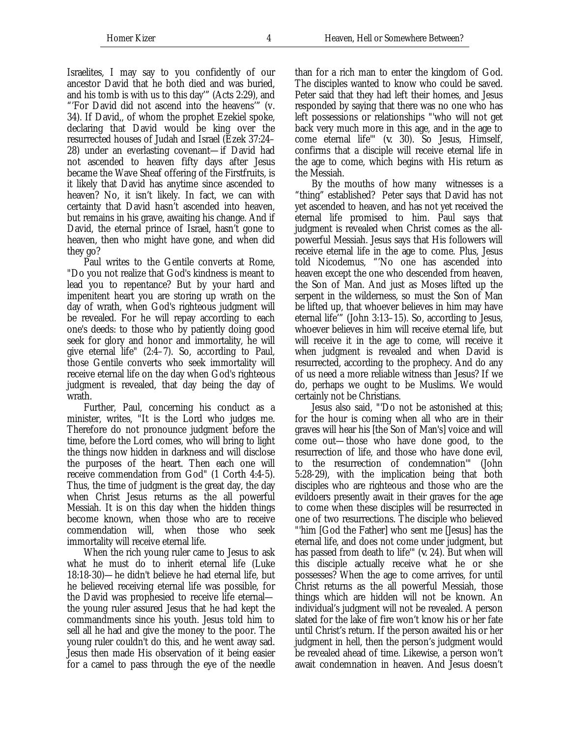Israelites, I may say to you confidently of our ancestor David that he both died and was buried, and his tomb is with us to this day'" (Acts 2:29), and "'For David did not ascend into the heavens'" (v. 34). If David,, of whom the prophet Ezekiel spoke, declaring that David would be king over the resurrected houses of Judah and Israel (Ezek 37:24–28) under an everlasting covenant—if David had not ascended to heaven fifty days after Jesus became the Wave Sheaf offering of the Firstfruits, is it likely that David has anytime since ascended to heaven? No, it isn't likely. In fact, we can with certainty that David hasn't ascended into heaven, but remains in his grave, awaiting his change. And if David, the eternal prince of Israel, hasn't gone to heaven, then who might have gone, and when did they go?

Paul writes to the Gentile converts at Rome, "Do you not realize that God's kindness is meant to lead you to repentance? But by your hard and impenitent heart you are storing up wrath on the day of wrath, when God's righteous judgment will be revealed. For he will repay according to each one's deeds: to those who by patiently doing good seek for glory and honor and immortality, he will give eternal life" (2:4–7). So, according to Paul, those Gentile converts who seek immortality will receive eternal life on the day when God's righteous judgment is revealed, that day being the day of wrath.

Further, Paul, concerning his conduct as a minister, writes, "It is the Lord who judges me. Therefore do not pronounce judgment before the time, before the Lord comes, who will bring to light the things now hidden in darkness and will disclose the purposes of the heart. Then each one will receive commendation from God" (1 Corth 4:4-5). Thus, the time of judgment is the great day, the day when Christ Jesus returns as the all powerful Messiah. It is on this day when the hidden things become known, when those who are to receive commendation will, when those who seek immortality will receive eternal life.

When the rich young ruler came to Jesus to ask what he must do to inherit eternal life (Luke 18:18-30)—he didn't believe he had eternal life, but he believed receiving eternal life was possible, for the David was prophesied to receive life eternal—the young ruler assured Jesus that he had kept the commandments since his youth. Jesus told him to sell all he had and give the money to the poor. The young ruler couldn't do this, and he went away sad. Jesus then made His observation of it being easier for a camel to pass through the eye of the needle than for a rich man to enter the kingdom of God. The disciples wanted to know who could be saved. Peter said that they had left their homes, and Jesus responded by saying that there was no one who has left possessions or relationships "'who will not get back very much more in this age, and in the age to come eternal life'" (v. 30). So Jesus, Himself, confirms that a disciple will receive eternal life in the age to come, which begins with His return as the Messiah.

By the mouths of how many witnesses is a "thing" established? Peter says that David has not yet ascended to heaven, and has not yet received the eternal life promised to him. Paul says that judgment is revealed when Christ comes as the all-powerful Messiah. Jesus says that His followers will receive eternal life in the age to come. Plus, Jesus told Nicodemus, "'No one has ascended into heaven except the one who descended from heaven, the Son of Man. And just as Moses lifted up the serpent in the wilderness, so must the Son of Man be lifted up, that whoever believes in him may have eternal life'" (John 3:13–15). So, according to Jesus, whoever believes in him will receive eternal life, but will receive it in the age to come, will receive it when judgment is revealed and when David is resurrected, according to the prophecy. And do any of us need a more reliable witness than Jesus? If we do, perhaps we ought to be Muslims. We would certainly not be Christians.

Jesus also said, "'Do not be astonished at this; for the hour is coming when all who are in their graves will hear his [the Son of Man's] voice and will come out—those who have done good, to the resurrection of life, and those who have done evil, to the resurrection of condemnation'" (John 5:28-29), with the implication being that both disciples who are righteous and those who are the evildoers presently await in their graves for the age to come when these disciples will be resurrected in one of two resurrections. The disciple who believed "'him [God the Father] who sent me [Jesus] has the eternal life, and does not come under judgment, but has passed from death to life'" (v. 24). But when will this disciple actually receive what he or she possesses? When the age to come arrives, for until Christ returns as the all powerful Messiah, those things which are hidden will not be known. An individual's judgment will not be revealed. A person slated for the lake of fire won't know his or her fate until Christ's return. If the person awaited his or her judgment in hell, then the person's judgment would be revealed ahead of time. Likewise, a person won't await condemnation in heaven. And Jesus doesn't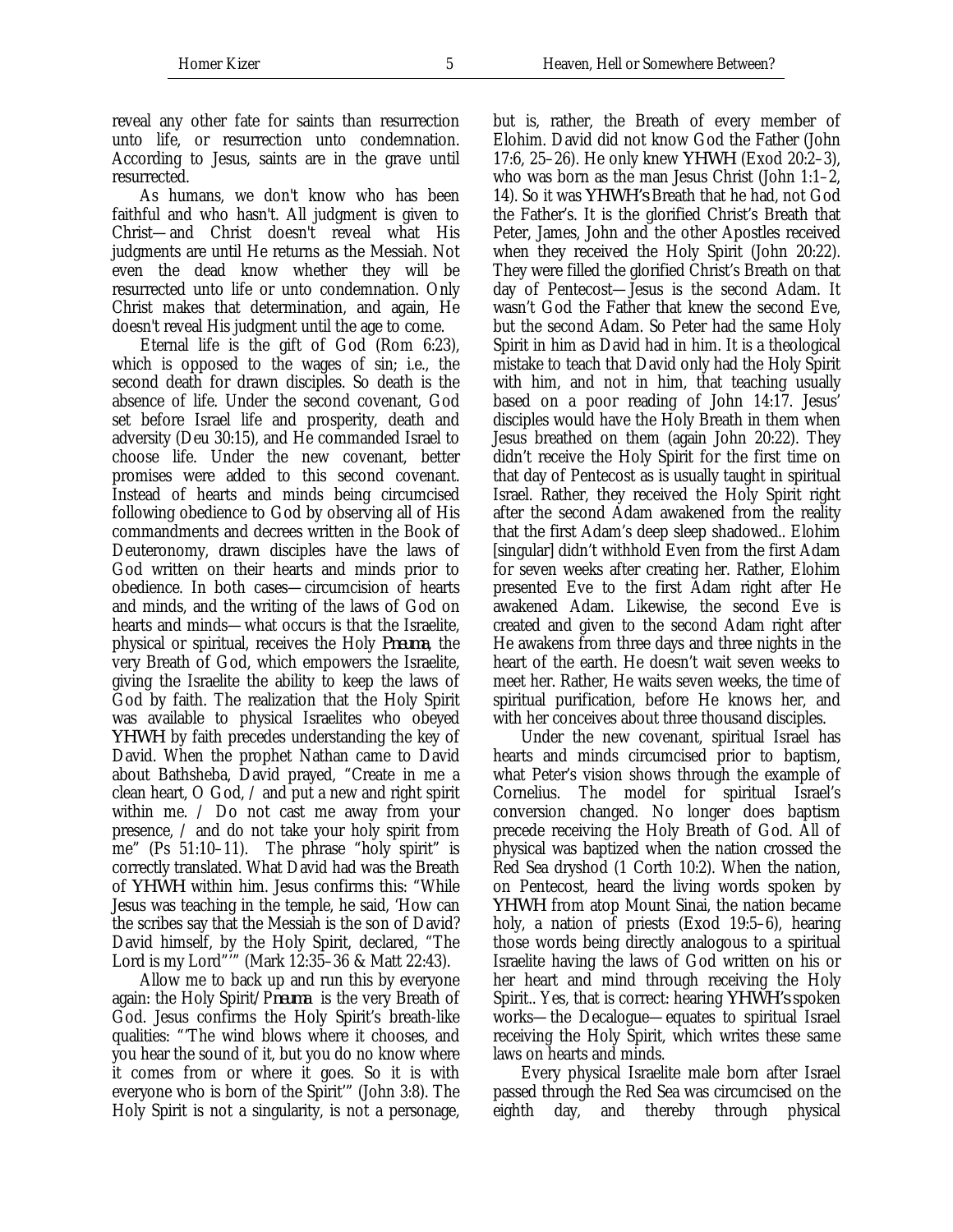reveal any other fate for saints than resurrection unto life, or resurrection unto condemnation. According to Jesus, saints are in the grave until resurrected.

As humans, we don't know who has been faithful and who hasn't. All judgment is given to Christ—and Christ doesn't reveal what His judgments are until He returns as the Messiah. Not even the dead know whether they will be resurrected unto life or unto condemnation. Only Christ makes that determination, and again, He doesn't reveal His judgment until the age to come.

Eternal life is the gift of God (Rom 6:23), which is opposed to the wages of sin; i.e., the second death for drawn disciples. So death is the absence of life. Under the second covenant, God set before Israel life and prosperity, death and adversity (Deu 30:15), and He commanded Israel to choose life. Under the new covenant, better promises were added to this second covenant. Instead of hearts and minds being circumcised following obedience to God by observing all of His commandments and decrees written in the Book of Deuteronomy, drawn disciples have the laws of God written on their hearts and minds prior to obedience. In both cases—circumcision of hearts and minds, and the writing of the laws of God on hearts and minds—what occurs is that the Israelite, physical or spiritual, receives the Holy *Pneuma*, the very Breath of God, which empowers the Israelite, giving the Israelite the ability to keep the laws of God by faith. The realization that the Holy Spirit was available to physical Israelites who obeyed *YHWH* by faith precedes understanding the key of David. When the prophet Nathan came to David about Bathsheba, David prayed, "Create in me a clean heart, O God, / and put a new and right spirit within me. / Do not cast me away from your presence, / and do not take your holy spirit from me" (Ps 51:10–11). The phrase "holy spirit" is correctly translated. What David had was the Breath of *YHWH* within him. Jesus confirms this: "While Jesus was teaching in the temple, he said, 'How can the scribes say that the Messiah is the son of David? David himself, by the Holy Spirit, declared, "The Lord is my Lord"'" (Mark 12:35–36 & Matt 22:43).

Allow me to back up and run this by everyone again: the Holy Spirit/*Pneuma* is the very Breath of God. Jesus confirms the Holy Spirit's breath-like qualities: "'The wind blows where it chooses, and you hear the sound of it, but you do no know where it comes from or where it goes. So it is with everyone who is born of the Spirit'" (John 3:8). The Holy Spirit is not a singularity, is not a personage, but is, rather, the Breath of every member of Elohim. David did not know God the Father (John 17:6, 25–26). He only knew *YHWH* (Exod 20:2–3), who was born as the man Jesus Christ (John 1:1–2, 14). So it was *YHWH's* Breath that he had, not God the Father's. It is the glorified Christ's Breath that Peter, James, John and the other Apostles received when they received the Holy Spirit (John 20:22). They were filled the glorified Christ's Breath on that day of Pentecost—Jesus is the second Adam. It wasn't God the Father that knew the second Eve, but the second Adam. So Peter had the same Holy Spirit in him as David had in him. It is a theological mistake to teach that David only had the Holy Spirit with him, and not in him, that teaching usually based on a poor reading of John 14:17. Jesus' disciples would have the Holy Breath in them when Jesus breathed on them (again John 20:22). They didn't receive the Holy Spirit for the first time on that day of Pentecost as is usually taught in spiritual Israel. Rather, they received the Holy Spirit right after the second Adam awakened from the reality that the first Adam's deep sleep shadowed.. Elohim [singular] didn't withhold Even from the first Adam for seven weeks after creating her. Rather, Elohim presented Eve to the first Adam right after He awakened Adam. Likewise, the second Eve is created and given to the second Adam right after He awakens from three days and three nights in the heart of the earth. He doesn't wait seven weeks to meet her. Rather, He waits seven weeks, the time of spiritual purification, before He knows her, and with her conceives about three thousand disciples.

Under the new covenant, spiritual Israel has hearts and minds circumcised prior to baptism, what Peter's vision shows through the example of Cornelius. The model for spiritual Israel's conversion changed. No longer does baptism precede receiving the Holy Breath of God. All of physical was baptized when the nation crossed the Red Sea dryshod (1 Corth 10:2). When the nation, on Pentecost, heard the living words spoken by *YHWH* from atop Mount Sinai, the nation became holy, a nation of priests (Exod 19:5–6), hearing those words being directly analogous to a spiritual Israelite having the laws of God written on his or her heart and mind through receiving the Holy Spirit.. Yes, that is correct: hearing *YHWH's* spoken works—the Decalogue—equates to spiritual Israel receiving the Holy Spirit, which writes these same laws on hearts and minds.

Every physical Israelite male born after Israel passed through the Red Sea was circumcised on the eighth day, and thereby through physical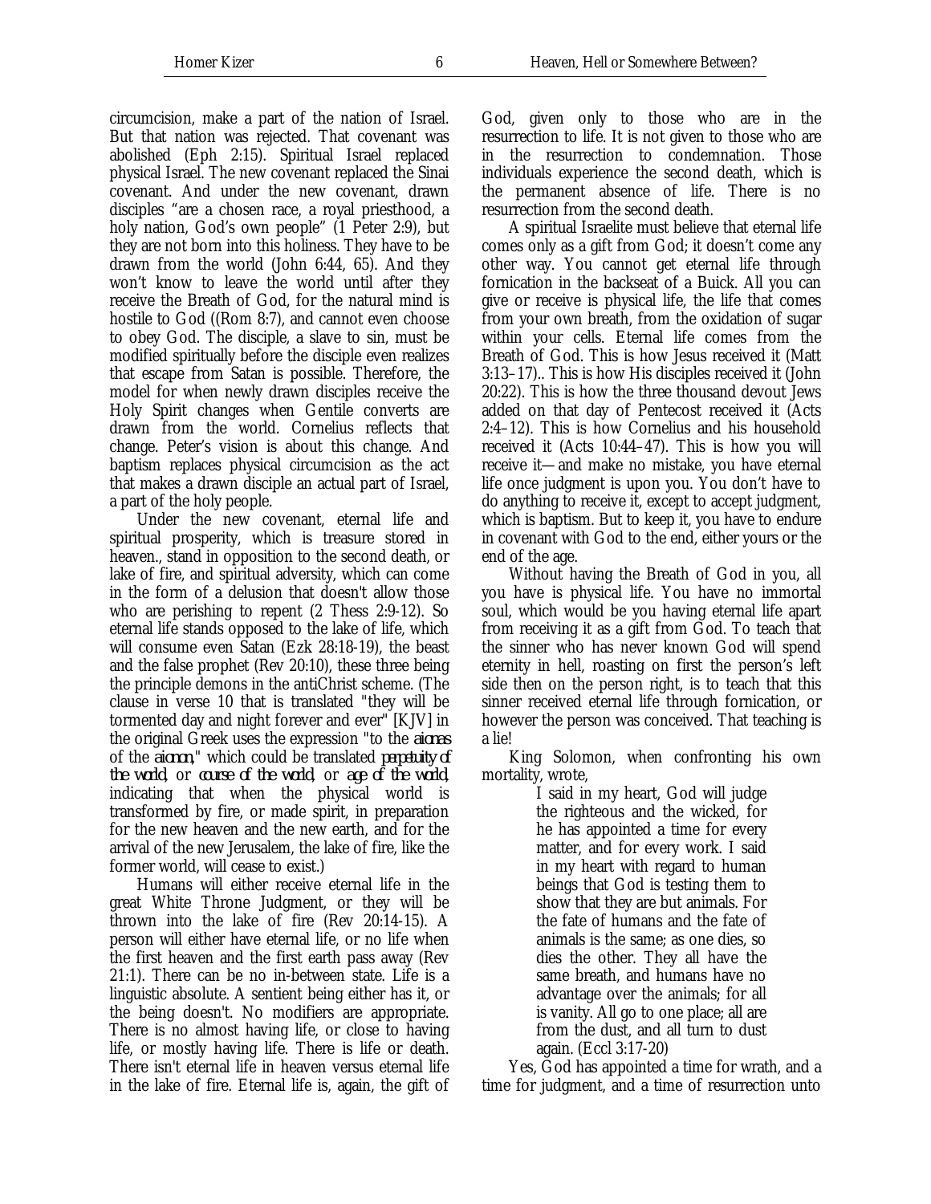circumcision, make a part of the nation of Israel. But that nation was rejected. That covenant was abolished (Eph 2:15). Spiritual Israel replaced physical Israel. The new covenant replaced the Sinai covenant. And under the new covenant, drawn disciples "are a chosen race, a royal priesthood, a holy nation, God's own people" (1 Peter 2:9), but they are not born into this holiness. They have to be drawn from the world (John 6:44, 65). And they won't know to leave the world until after they receive the Breath of God, for the natural mind is hostile to God ((Rom 8:7), and cannot even choose to obey God. The disciple, a slave to sin, must be modified spiritually before the disciple even realizes that escape from Satan is possible. Therefore, the model for when newly drawn disciples receive the Holy Spirit changes when Gentile converts are drawn from the world. Cornelius reflects that change. Peter's vision is about this change. And baptism replaces physical circumcision as the act that makes a drawn disciple an actual part of Israel, a part of the holy people.

Under the new covenant, eternal life and spiritual prosperity, which is treasure stored in heaven., stand in opposition to the second death, or lake of fire, and spiritual adversity, which can come in the form of a delusion that doesn't allow those who are perishing to repent (2 Thess 2:9-12). So eternal life stands opposed to the lake of life, which will consume even Satan (Ezk 28:18-19), the beast and the false prophet (Rev 20:10), these three being the principle demons in the antiChrist scheme. (The clause in verse 10 that is translated "they will be tormented day and night forever and ever" [KJV] in the original Greek uses the expression "to the *aionas* of the *aionon*," which could be translated *perpetuity of the world*, or *course of the world*, or *age of the world*, indicating that when the physical world is transformed by fire, or made spirit, in preparation for the new heaven and the new earth, and for the arrival of the new Jerusalem, the lake of fire, like the former world, will cease to exist.)

Humans will either receive eternal life in the great White Throne Judgment, or they will be thrown into the lake of fire (Rev 20:14-15). A person will either have eternal life, or no life when the first heaven and the first earth pass away (Rev 21:1). There can be no in-between state. Life is a linguistic absolute. A sentient being either has it, or the being doesn't. No modifiers are appropriate. There is no almost having life, or close to having life, or mostly having life. There is life or death. There isn't eternal life in heaven versus eternal life in the lake of fire. Eternal life is, again, the gift of God, given only to those who are in the resurrection to life. It is not given to those who are in the resurrection to condemnation. Those individuals experience the second death, which is the permanent absence of life. There is no resurrection from the second death.

A spiritual Israelite must believe that eternal life comes only as a gift from God; it doesn't come any other way. You cannot get eternal life through fornication in the backseat of a Buick. All you can give or receive is physical life, the life that comes from your own breath, from the oxidation of sugar within your cells. Eternal life comes from the Breath of God. This is how Jesus received it (Matt 3:13–17).. This is how His disciples received it (John 20:22). This is how the three thousand devout Jews added on that day of Pentecost received it (Acts 2:4–12). This is how Cornelius and his household received it (Acts 10:44–47). This is how you will receive it—and make no mistake, you have eternal life once judgment is upon you. You don't have to do anything to receive it, except to accept judgment, which is baptism. But to keep it, you have to endure in covenant with God to the end, either yours or the end of the age.

Without having the Breath of God in you, all you have is physical life. You have no immortal soul, which would be you having eternal life apart from receiving it as a gift from God. To teach that the sinner who has never known God will spend eternity in hell, roasting on first the person's left side then on the person right, is to teach that this sinner received eternal life through fornication, or however the person was conceived. That teaching is a lie!

King Solomon, when confronting his own mortality, wrote,

> I said in my heart, God will judge the righteous and the wicked, for he has appointed a time for every matter, and for every work. I said in my heart with regard to human beings that God is testing them to show that they are but animals. For the fate of humans and the fate of animals is the same; as one dies, so dies the other. They all have the same breath, and humans have no advantage over the animals; for all is vanity. All go to one place; all are from the dust, and all turn to dust again. (Eccl 3:17-20)

Yes, God has appointed a time for wrath, and a time for judgment, and a time of resurrection unto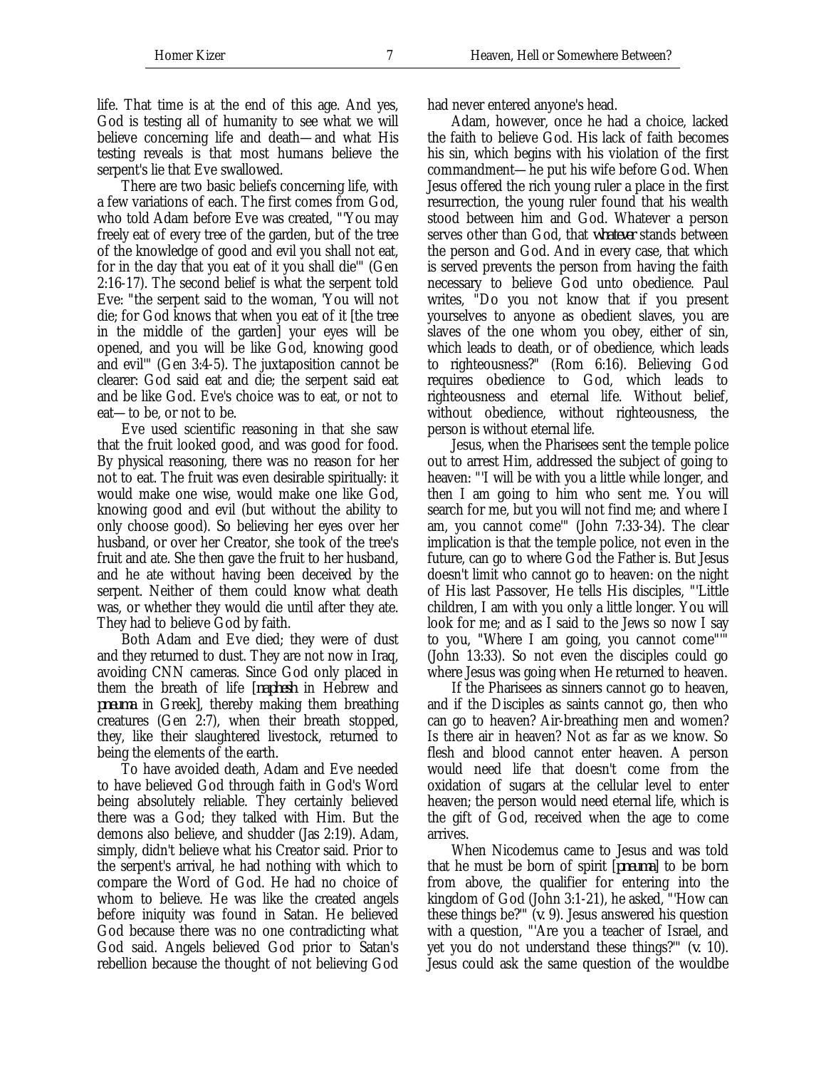life. That time is at the end of this age. And yes, God is testing all of humanity to see what we will believe concerning life and death—and what His testing reveals is that most humans believe the serpent's lie that Eve swallowed.

There are two basic beliefs concerning life, with a few variations of each. The first comes from God, who told Adam before Eve was created, "'You may freely eat of every tree of the garden, but of the tree of the knowledge of good and evil you shall not eat, for in the day that you eat of it you shall die'" (Gen 2:16-17). The second belief is what the serpent told Eve: "the serpent said to the woman, 'You will not die; for God knows that when you eat of it [the tree in the middle of the garden] your eyes will be opened, and you will be like God, knowing good and evil'" (Gen 3:4-5). The juxtaposition cannot be clearer: God said eat and die; the serpent said eat and be like God. Eve's choice was to eat, or not to eat—to be, or not to be.

Eve used scientific reasoning in that she saw that the fruit looked good, and was good for food. By physical reasoning, there was no reason for her not to eat. The fruit was even desirable spiritually: it would make one wise, would make one like God, knowing good and evil (but without the ability to only choose good). So believing her eyes over her husband, or over her Creator, she took of the tree's fruit and ate. She then gave the fruit to her husband, and he ate without having been deceived by the serpent. Neither of them could know what death was, or whether they would die until after they ate. They had to believe God by faith.

Both Adam and Eve died; they were of dust and they returned to dust. They are not now in Iraq, avoiding CNN cameras. Since God only placed in them the breath of life [*nephesh* in Hebrew and *pneuma* in Greek], thereby making them breathing creatures (Gen 2:7), when their breath stopped, they, like their slaughtered livestock, returned to being the elements of the earth.

To have avoided death, Adam and Eve needed to have believed God through faith in God's Word being absolutely reliable. They certainly believed there was a God; they talked with Him. But the demons also believe, and shudder (Jas 2:19). Adam, simply, didn't believe what his Creator said. Prior to the serpent's arrival, he had nothing with which to compare the Word of God. He had no choice of whom to believe. He was like the created angels before iniquity was found in Satan. He believed God because there was no one contradicting what God said. Angels believed God prior to Satan's rebellion because the thought of not believing God had never entered anyone's head.

Adam, however, once he had a choice, lacked the faith to believe God. His lack of faith becomes his sin, which begins with his violation of the first commandment—he put his wife before God. When Jesus offered the rich young ruler a place in the first resurrection, the young ruler found that his wealth stood between him and God. Whatever a person serves other than God, that *whatever* stands between the person and God. And in every case, that which is served prevents the person from having the faith necessary to believe God unto obedience. Paul writes, "Do you not know that if you present yourselves to anyone as obedient slaves, you are slaves of the one whom you obey, either of sin, which leads to death, or of obedience, which leads to righteousness?" (Rom 6:16). Believing God requires obedience to God, which leads to righteousness and eternal life. Without belief, without obedience, without righteousness, the person is without eternal life.

Jesus, when the Pharisees sent the temple police out to arrest Him, addressed the subject of going to heaven: "'I will be with you a little while longer, and then I am going to him who sent me. You will search for me, but you will not find me; and where I am, you cannot come'" (John 7:33-34). The clear implication is that the temple police, not even in the future, can go to where God the Father is. But Jesus doesn't limit who cannot go to heaven: on the night of His last Passover, He tells His disciples, "'Little children, I am with you only a little longer. You will look for me; and as I said to the Jews so now I say to you, "Where I am going, you cannot come"'" (John 13:33). So not even the disciples could go where Jesus was going when He returned to heaven.

If the Pharisees as sinners cannot go to heaven, and if the Disciples as saints cannot go, then who can go to heaven? Air-breathing men and women? Is there air in heaven? Not as far as we know. So flesh and blood cannot enter heaven. A person would need life that doesn't come from the oxidation of sugars at the cellular level to enter heaven; the person would need eternal life, which is the gift of God, received when the age to come arrives.

When Nicodemus came to Jesus and was told that he must be born of spirit [*pneuma*] to be born from above, the qualifier for entering into the kingdom of God (John 3:1-21), he asked, "'How can these things be?'" (v. 9). Jesus answered his question with a question, "'Are you a teacher of Israel, and yet you do not understand these things?'" (v. 10). Jesus could ask the same question of the wouldbe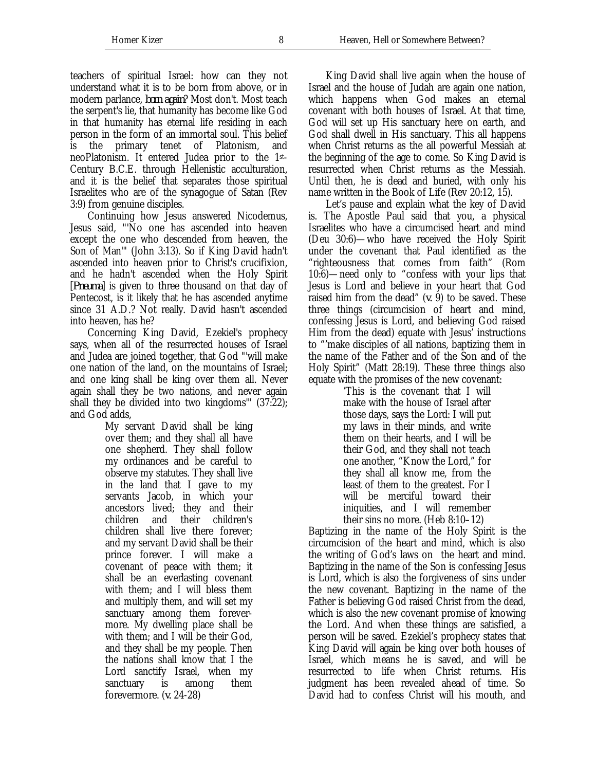teachers of spiritual Israel: how can they not understand what it is to be born from above, or in modern parlance, *born again*? Most don't. Most teach the serpent's lie, that humanity has become like God in that humanity has eternal life residing in each person in the form of an immortal soul. This belief is the primary tenet of Platonism, and neoPlatonism. It entered Judea prior to the 1st-Century B.C.E. through Hellenistic acculturation, and it is the belief that separates those spiritual Israelites who are of the synagogue of Satan (Rev 3:9) from genuine disciples.

Continuing how Jesus answered Nicodemus, Jesus said, "'No one has ascended into heaven except the one who descended from heaven, the Son of Man'" (John 3:13). So if King David hadn't ascended into heaven prior to Christ's crucifixion, and he hadn't ascended when the Holy Spirit [*Pneuma*] is given to three thousand on that day of Pentecost, is it likely that he has ascended anytime since 31 A.D.? Not really. David hasn't ascended into heaven, has he?

Concerning King David, Ezekiel's prophecy says, when all of the resurrected houses of Israel and Judea are joined together, that God "'will make one nation of the land, on the mountains of Israel; and one king shall be king over them all. Never again shall they be two nations, and never again shall they be divided into two kingdoms'" (37:22); and God adds,

> My servant David shall be king over them; and they shall all have one shepherd. They shall follow my ordinances and be careful to observe my statutes. They shall live in the land that I gave to my servants Jacob, in which your ancestors lived; they and their children and their children's children shall live there forever; and my servant David shall be their prince forever. I will make a covenant of peace with them; it shall be an everlasting covenant with them; and I will bless them and multiply them, and will set my sanctuary among them forevermore. My dwelling place shall be with them; and I will be their God, and they shall be my people. Then the nations shall know that I the Lord sanctify Israel, when my sanctuary is among them forevermore. (v. 24-28)

King David shall live again when the house of Israel and the house of Judah are again one nation, which happens when God makes an eternal covenant with both houses of Israel. At that time, God will set up His sanctuary here on earth, and God shall dwell in His sanctuary. This all happens when Christ returns as the all powerful Messiah at the beginning of the age to come. So King David is resurrected when Christ returns as the Messiah. Until then, he is dead and buried, with only his name written in the Book of Life (Rev 20:12, 15).

Let's pause and explain what the key of David is. The Apostle Paul said that you, a physical Israelites who have a circumcised heart and mind (Deu 30:6)—who have received the Holy Spirit under the covenant that Paul identified as the "righteousness that comes from faith" (Rom 10:6)—need only to "confess with your lips that Jesus is Lord and believe in your heart that God raised him from the dead" (v. 9) to be saved. These three things (circumcision of heart and mind, confessing Jesus is Lord, and believing God raised Him from the dead) equate with Jesus' instructions to "'make disciples of all nations, baptizing them in the name of the Father and of the Son and of the Holy Spirit" (Matt 28:19). These three things also equate with the promises of the new covenant:

> 'This is the covenant that I will make with the house of Israel after those days, says the Lord: I will put my laws in their minds, and write them on their hearts, and I will be their God, and they shall not teach one another, "Know the Lord," for they shall all know me, from the least of them to the greatest. For I will be merciful toward their iniquities, and I will remember their sins no more. (Heb 8:10–12)

Baptizing in the name of the Holy Spirit is the circumcision of the heart and mind, which is also the writing of God's laws on the heart and mind. Baptizing in the name of the Son is confessing Jesus is Lord, which is also the forgiveness of sins under the new covenant. Baptizing in the name of the Father is believing God raised Christ from the dead, which is also the new covenant promise of knowing the Lord. And when these things are satisfied, a person will be saved. Ezekiel's prophecy states that King David will again be king over both houses of Israel, which means he is saved, and will be resurrected to life when Christ returns. His judgment has been revealed ahead of time. So David had to confess Christ will his mouth, and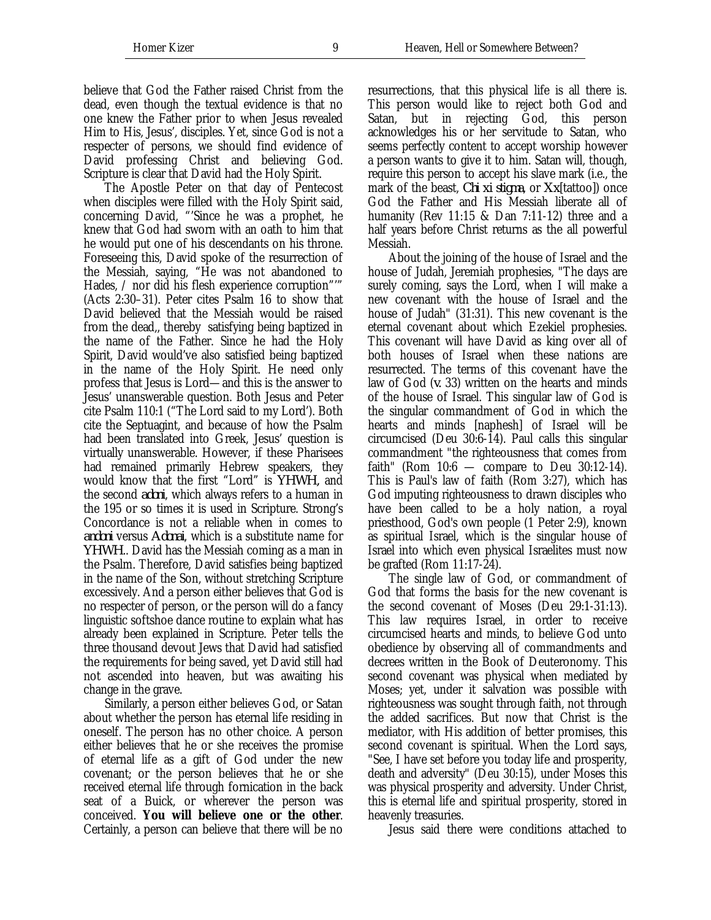believe that God the Father raised Christ from the dead, even though the textual evidence is that no one knew the Father prior to when Jesus revealed Him to His, Jesus', disciples. Yet, since God is not a respecter of persons, we should find evidence of David professing Christ and believing God. Scripture is clear that David had the Holy Spirit.

The Apostle Peter on that day of Pentecost when disciples were filled with the Holy Spirit said, concerning David, "'Since he was a prophet, he knew that God had sworn with an oath to him that he would put one of his descendants on his throne. Foreseeing this, David spoke of the resurrection of the Messiah, saying, "He was not abandoned to Hades, / nor did his flesh experience corruption"'" (Acts 2:30–31). Peter cites Psalm 16 to show that David believed that the Messiah would be raised from the dead,, thereby satisfying being baptized in the name of the Father. Since he had the Holy Spirit, David would've also satisfied being baptized in the name of the Holy Spirit. He need only profess that Jesus is Lord—and this is the answer to Jesus' unanswerable question. Both Jesus and Peter cite Psalm 110:1 ("The Lord said to my Lord'). Both cite the Septuagint, and because of how the Psalm had been translated into Greek, Jesus' question is virtually unanswerable. However, if these Pharisees had remained primarily Hebrew speakers, they would know that the first "Lord" is *YHWH*, and the second *adoni*, which always refers to a human in the 195 or so times it is used in Scripture. Strong's Concordance is not a reliable when in comes to *andoni* versus *Adonai*, which is a substitute name for *YHWH*.. David has the Messiah coming as a man in the Psalm. Therefore, David satisfies being baptized in the name of the Son, without stretching Scripture excessively. And a person either believes that God is no respecter of person, or the person will do a fancy linguistic softshoe dance routine to explain what has already been explained in Scripture. Peter tells the three thousand devout Jews that David had satisfied the requirements for being saved, yet David still had not ascended into heaven, but was awaiting his change in the grave.

Similarly, a person either believes God, or Satan about whether the person has eternal life residing in oneself. The person has no other choice. A person either believes that he or she receives the promise of eternal life as a gift of God under the new covenant; or the person believes that he or she received eternal life through fornication in the back seat of a Buick, or wherever the person was conceived. **You will believe one or the other**. Certainly, a person can believe that there will be no resurrections, that this physical life is all there is. This person would like to reject both God and Satan, but in rejecting God, this person acknowledges his or her servitude to Satan, who seems perfectly content to accept worship however a person wants to give it to him. Satan will, though, require this person to accept his slave mark (i.e., the mark of the beast, *Chi xi stigma*, or *Xx*[tattoo]) once God the Father and His Messiah liberate all of humanity (Rev 11:15 & Dan 7:11-12) three and a half years before Christ returns as the all powerful Messiah.

About the joining of the house of Israel and the house of Judah, Jeremiah prophesies, "The days are surely coming, says the Lord, when I will make a new covenant with the house of Israel and the house of Judah" (31:31). This new covenant is the eternal covenant about which Ezekiel prophesies. This covenant will have David as king over all of both houses of Israel when these nations are resurrected. The terms of this covenant have the law of God (v. 33) written on the hearts and minds of the house of Israel. This singular law of God is the singular commandment of God in which the hearts and minds [naphesh] of Israel will be circumcised (Deu 30:6-14). Paul calls this singular commandment "the righteousness that comes from faith" (Rom 10:6 — compare to Deu 30:12-14). This is Paul's law of faith (Rom 3:27), which has God imputing righteousness to drawn disciples who have been called to be a holy nation, a royal priesthood, God's own people (1 Peter 2:9), known as spiritual Israel, which is the singular house of Israel into which even physical Israelites must now be grafted (Rom 11:17-24).

The single law of God, or commandment of God that forms the basis for the new covenant is the second covenant of Moses (Deu 29:1-31:13). This law requires Israel, in order to receive circumcised hearts and minds, to believe God unto obedience by observing all of commandments and decrees written in the Book of Deuteronomy. This second covenant was physical when mediated by Moses; yet, under it salvation was possible with righteousness was sought through faith, not through the added sacrifices. But now that Christ is the mediator, with His addition of better promises, this second covenant is spiritual. When the Lord says, "See, I have set before you today life and prosperity, death and adversity" (Deu 30:15), under Moses this was physical prosperity and adversity. Under Christ, this is eternal life and spiritual prosperity, stored in heavenly treasuries.

Jesus said there were conditions attached to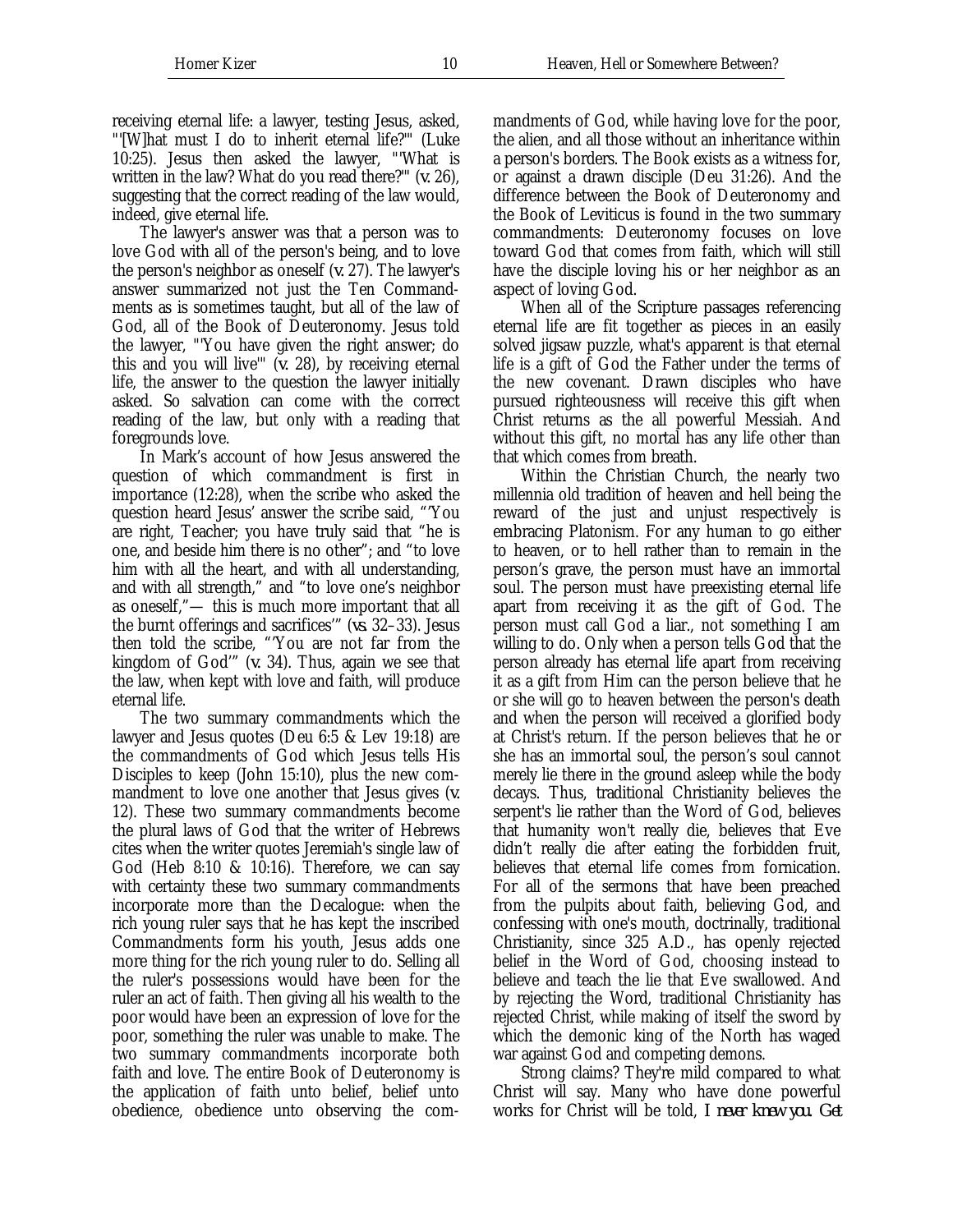receiving eternal life: a lawyer, testing Jesus, asked, "'[W]hat must I do to inherit eternal life?'" (Luke 10:25). Jesus then asked the lawyer, "'What is written in the law? What do you read there?'" (v. 26), suggesting that the correct reading of the law would, indeed, give eternal life.

The lawyer's answer was that a person was to love God with all of the person's being, and to love the person's neighbor as oneself (v. 27). The lawyer's answer summarized not just the Ten Commandments as is sometimes taught, but all of the law of God, all of the Book of Deuteronomy. Jesus told the lawyer, "'You have given the right answer; do this and you will live'" (v. 28), by receiving eternal life, the answer to the question the lawyer initially asked. So salvation can come with the correct reading of the law, but only with a reading that foregrounds love.

In Mark's account of how Jesus answered the question of which commandment is first in importance (12:28), when the scribe who asked the question heard Jesus' answer the scribe said, "'You are right, Teacher; you have truly said that "he is one, and beside him there is no other"; and "to love him with all the heart, and with all understanding, and with all strength," and "to love one's neighbor as oneself,"— this is much more important that all the burnt offerings and sacrifices'" (vs. 32–33). Jesus then told the scribe, "'You are not far from the kingdom of God'" (v. 34). Thus, again we see that the law, when kept with love and faith, will produce eternal life.

The two summary commandments which the lawyer and Jesus quotes (Deu 6:5 & Lev 19:18) are the commandments of God which Jesus tells His Disciples to keep (John 15:10), plus the new commandment to love one another that Jesus gives (v. 12). These two summary commandments become the plural laws of God that the writer of Hebrews cites when the writer quotes Jeremiah's single law of God (Heb 8:10 & 10:16). Therefore, we can say with certainty these two summary commandments incorporate more than the Decalogue: when the rich young ruler says that he has kept the inscribed Commandments form his youth, Jesus adds one more thing for the rich young ruler to do. Selling all the ruler's possessions would have been for the ruler an act of faith. Then giving all his wealth to the poor would have been an expression of love for the poor, something the ruler was unable to make. The two summary commandments incorporate both faith and love. The entire Book of Deuteronomy is the application of faith unto belief, belief unto obedience, obedience unto observing the commandments of God, while having love for the poor, the alien, and all those without an inheritance within a person's borders. The Book exists as a witness for, or against a drawn disciple (Deu 31:26). And the difference between the Book of Deuteronomy and the Book of Leviticus is found in the two summary commandments: Deuteronomy focuses on love toward God that comes from faith, which will still have the disciple loving his or her neighbor as an aspect of loving God.

When all of the Scripture passages referencing eternal life are fit together as pieces in an easily solved jigsaw puzzle, what's apparent is that eternal life is a gift of God the Father under the terms of the new covenant. Drawn disciples who have pursued righteousness will receive this gift when Christ returns as the all powerful Messiah. And without this gift, no mortal has any life other than that which comes from breath.

Within the Christian Church, the nearly two millennia old tradition of heaven and hell being the reward of the just and unjust respectively is embracing Platonism. For any human to go either to heaven, or to hell rather than to remain in the person's grave, the person must have an immortal soul. The person must have preexisting eternal life apart from receiving it as the gift of God. The person must call God a liar., not something I am willing to do. Only when a person tells God that the person already has eternal life apart from receiving it as a gift from Him can the person believe that he or she will go to heaven between the person's death and when the person will received a glorified body at Christ's return. If the person believes that he or she has an immortal soul, the person's soul cannot merely lie there in the ground asleep while the body decays. Thus, traditional Christianity believes the serpent's lie rather than the Word of God, believes that humanity won't really die, believes that Eve didn't really die after eating the forbidden fruit, believes that eternal life comes from fornication. For all of the sermons that have been preached from the pulpits about faith, believing God, and confessing with one's mouth, doctrinally, traditional Christianity, since 325 A.D., has openly rejected belief in the Word of God, choosing instead to believe and teach the lie that Eve swallowed. And by rejecting the Word, traditional Christianity has rejected Christ, while making of itself the sword by which the demonic king of the North has waged war against God and competing demons.

Strong claims? They're mild compared to what Christ will say. Many who have done powerful works for Christ will be told, ***I never knew you. Get***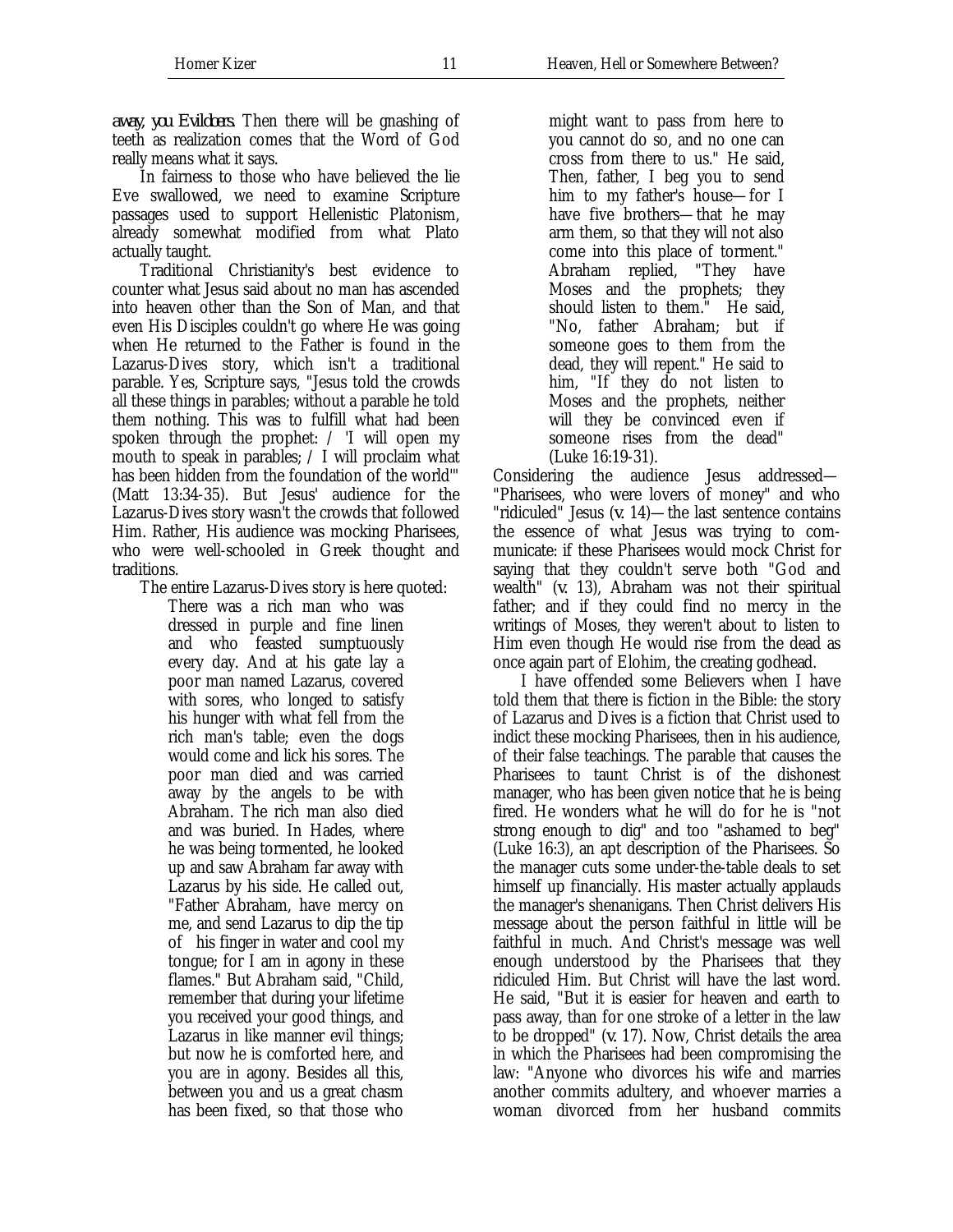*away, you Evildoers.* Then there will be gnashing of teeth as realization comes that the Word of God really means what it says.

In fairness to those who have believed the lie Eve swallowed, we need to examine Scripture passages used to support Hellenistic Platonism, already somewhat modified from what Plato actually taught.

Traditional Christianity's best evidence to counter what Jesus said about no man has ascended into heaven other than the Son of Man, and that even His Disciples couldn't go where He was going when He returned to the Father is found in the Lazarus-Dives story, which isn't a traditional parable. Yes, Scripture says, "Jesus told the crowds all these things in parables; without a parable he told them nothing. This was to fulfill what had been spoken through the prophet: / 'I will open my mouth to speak in parables; / I will proclaim what has been hidden from the foundation of the world'" (Matt 13:34-35). But Jesus' audience for the Lazarus-Dives story wasn't the crowds that followed Him. Rather, His audience was mocking Pharisees, who were well-schooled in Greek thought and traditions.

The entire Lazarus-Dives story is here quoted:

> There was a rich man who was dressed in purple and fine linen and who feasted sumptuously every day. And at his gate lay a poor man named Lazarus, covered with sores, who longed to satisfy his hunger with what fell from the rich man's table; even the dogs would come and lick his sores. The poor man died and was carried away by the angels to be with Abraham. The rich man also died and was buried. In Hades, where he was being tormented, he looked up and saw Abraham far away with Lazarus by his side. He called out, "Father Abraham, have mercy on me, and send Lazarus to dip the tip of his finger in water and cool my tongue; for I am in agony in these flames." But Abraham said, "Child, remember that during your lifetime you received your good things, and Lazarus in like manner evil things; but now he is comforted here, and you are in agony. Besides all this, between you and us a great chasm has been fixed, so that those who might want to pass from here to you cannot do so, and no one can cross from there to us." He said, Then, father, I beg you to send him to my father's house—for I have five brothers—that he may arm them, so that they will not also come into this place of torment." Abraham replied, "They have Moses and the prophets; they should listen to them." He said, "No, father Abraham; but if someone goes to them from the dead, they will repent." He said to him, "If they do not listen to Moses and the prophets, neither will they be convinced even if someone rises from the dead" (Luke 16:19-31).

Considering the audience Jesus addressed—"Pharisees, who were lovers of money" and who "ridiculed" Jesus (v. 14)—the last sentence contains the essence of what Jesus was trying to communicate: if these Pharisees would mock Christ for saying that they couldn't serve both "God and wealth" (v. 13), Abraham was not their spiritual father; and if they could find no mercy in the writings of Moses, they weren't about to listen to Him even though He would rise from the dead as once again part of Elohim, the creating godhead.

I have offended some Believers when I have told them that there is fiction in the Bible: the story of Lazarus and Dives is a fiction that Christ used to indict these mocking Pharisees, then in his audience, of their false teachings. The parable that causes the Pharisees to taunt Christ is of the dishonest manager, who has been given notice that he is being fired. He wonders what he will do for he is "not strong enough to dig" and too "ashamed to beg" (Luke 16:3), an apt description of the Pharisees. So the manager cuts some under-the-table deals to set himself up financially. His master actually applauds the manager's shenanigans. Then Christ delivers His message about the person faithful in little will be faithful in much. And Christ's message was well enough understood by the Pharisees that they ridiculed Him. But Christ will have the last word. He said, "But it is easier for heaven and earth to pass away, than for one stroke of a letter in the law to be dropped" (v. 17). Now, Christ details the area in which the Pharisees had been compromising the law: "Anyone who divorces his wife and marries another commits adultery, and whoever marries a woman divorced from her husband commits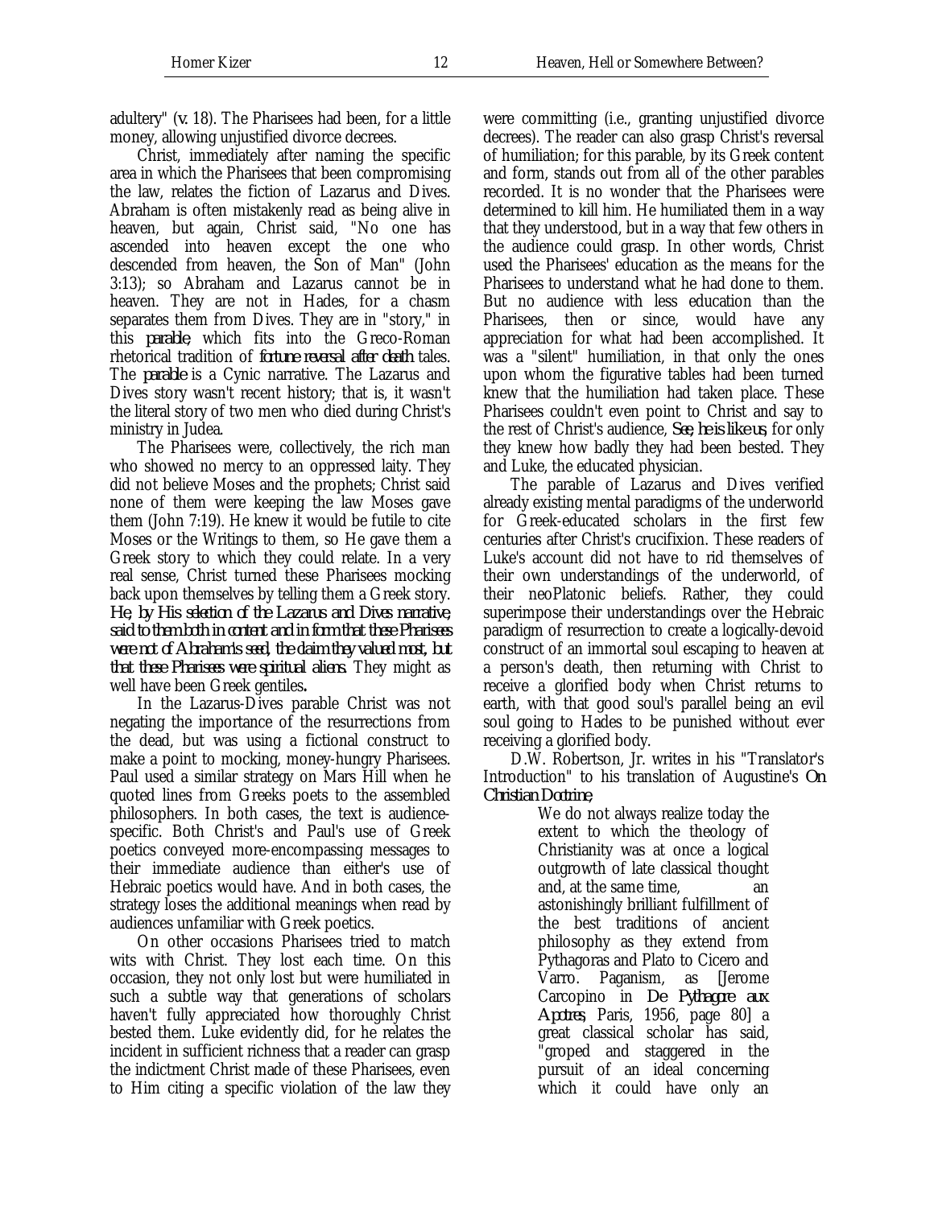adultery" (v. 18). The Pharisees had been, for a little money, allowing unjustified divorce decrees.

Christ, immediately after naming the specific area in which the Pharisees that been compromising the law, relates the fiction of Lazarus and Dives. Abraham is often mistakenly read as being alive in heaven, but again, Christ said, "No one has ascended into heaven except the one who descended from heaven, the Son of Man" (John 3:13); so Abraham and Lazarus cannot be in heaven. They are not in Hades, for a chasm separates them from Dives. They are in "story," in this *parable*, which fits into the Greco-Roman rhetorical tradition of *fortune reversal after death* tales. The *parable* is a Cynic narrative. The Lazarus and Dives story wasn't recent history; that is, it wasn't the literal story of two men who died during Christ's ministry in Judea.

The Pharisees were, collectively, the rich man who showed no mercy to an oppressed laity. They did not believe Moses and the prophets; Christ said none of them were keeping the law Moses gave them (John 7:19). He knew it would be futile to cite Moses or the Writings to them, so He gave them a Greek story to which they could relate. In a very real sense, Christ turned these Pharisees mocking back upon themselves by telling them a Greek story. *He, by His selection of the Lazarus and Dives narrative, said to them both in content and in form that these Pharisees were not of Abraham's seed, the claim they valued most, but that these Pharisees were spiritual aliens.* They might as well have been Greek gentiles**.**

In the Lazarus-Dives parable Christ was not negating the importance of the resurrections from the dead, but was using a fictional construct to make a point to mocking, money-hungry Pharisees. Paul used a similar strategy on Mars Hill when he quoted lines from Greeks poets to the assembled philosophers. In both cases, the text is audience-specific. Both Christ's and Paul's use of Greek poetics conveyed more-encompassing messages to their immediate audience than either's use of Hebraic poetics would have. And in both cases, the strategy loses the additional meanings when read by audiences unfamiliar with Greek poetics.

On other occasions Pharisees tried to match wits with Christ. They lost each time. On this occasion, they not only lost but were humiliated in such a subtle way that generations of scholars haven't fully appreciated how thoroughly Christ bested them. Luke evidently did, for he relates the incident in sufficient richness that a reader can grasp the indictment Christ made of these Pharisees, even to Him citing a specific violation of the law they were committing (i.e., granting unjustified divorce decrees). The reader can also grasp Christ's reversal of humiliation; for this parable, by its Greek content and form, stands out from all of the other parables recorded. It is no wonder that the Pharisees were determined to kill him. He humiliated them in a way that they understood, but in a way that few others in the audience could grasp. In other words, Christ used the Pharisees' education as the means for the Pharisees to understand what he had done to them. But no audience with less education than the Pharisees, then or since, would have any appreciation for what had been accomplished. It was a "silent" humiliation, in that only the ones upon whom the figurative tables had been turned knew that the humiliation had taken place. These Pharisees couldn't even point to Christ and say to the rest of Christ's audience, *See, he is like us*, for only they knew how badly they had been bested. They and Luke, the educated physician.

The parable of Lazarus and Dives verified already existing mental paradigms of the underworld for Greek-educated scholars in the first few centuries after Christ's crucifixion. These readers of Luke's account did not have to rid themselves of their own understandings of the underworld, of their neoPlatonic beliefs. Rather, they could superimpose their understandings over the Hebraic paradigm of resurrection to create a logically-devoid construct of an immortal soul escaping to heaven at a person's death, then returning with Christ to receive a glorified body when Christ returns to earth, with that good soul's parallel being an evil soul going to Hades to be punished without ever receiving a glorified body.

D.W. Robertson, Jr. writes in his "Translator's Introduction" to his translation of Augustine's *On Christian Doctrine*,

> We do not always realize today the extent to which the theology of Christianity was at once a logical outgrowth of late classical thought and, at the same time, an astonishingly brilliant fulfillment of the best traditions of ancient philosophy as they extend from Pythagoras and Plato to Cicero and Varro. Paganism, as [Jerome Carcopino in *De Pythagore aux Apotres*, Paris, 1956, page 80] a great classical scholar has said, "groped and staggered in the pursuit of an ideal concerning which it could have only an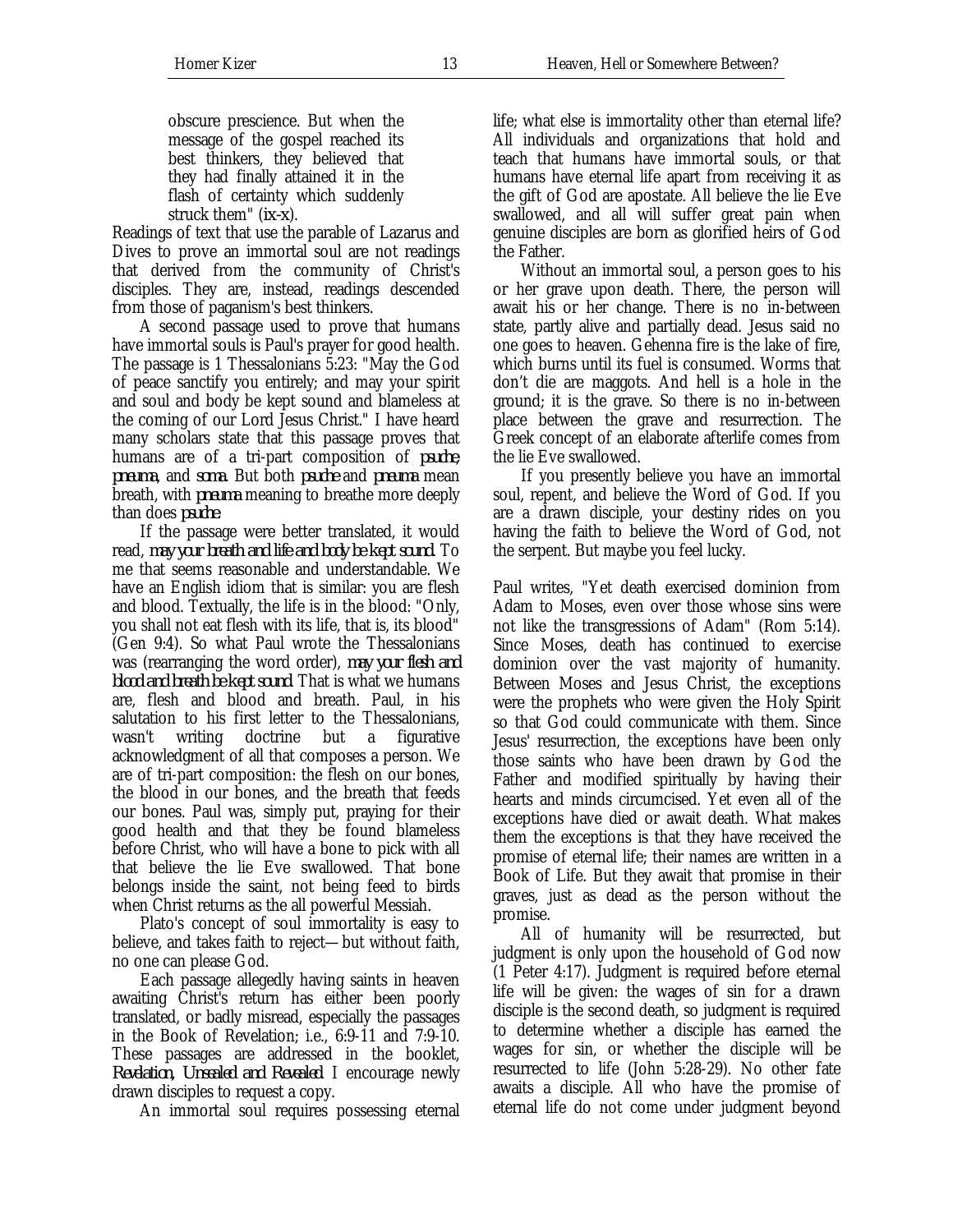> obscure prescience. But when the message of the gospel reached its best thinkers, they believed that they had finally attained it in the flash of certainty which suddenly struck them" (ix-x).

Readings of text that use the parable of Lazarus and Dives to prove an immortal soul are not readings that derived from the community of Christ's disciples. They are, instead, readings descended from those of paganism's best thinkers.

A second passage used to prove that humans have immortal souls is Paul's prayer for good health. The passage is 1 Thessalonians 5:23: "May the God of peace sanctify you entirely; and may your spirit and soul and body be kept sound and blameless at the coming of our Lord Jesus Christ." I have heard many scholars state that this passage proves that humans are of a tri-part composition of ***psuche***, ***pneuma***, and ***soma***. But both ***psuche*** and ***pneuma*** mean breath, with ***pneuma*** meaning to breathe more deeply than does ***psuche***.

If the passage were better translated, it would read, ***may your breath and life and body be kept sound***. To me that seems reasonable and understandable. We have an English idiom that is similar: you are flesh and blood. Textually, the life is in the blood: "Only, you shall not eat flesh with its life, that is, its blood" (Gen 9:4). So what Paul wrote the Thessalonians was (rearranging the word order), ***may your flesh and blood and breath be kept sound***. That is what we humans are, flesh and blood and breath. Paul, in his salutation to his first letter to the Thessalonians, wasn't writing doctrine but a figurative acknowledgment of all that composes a person. We are of tri-part composition: the flesh on our bones, the blood in our bones, and the breath that feeds our bones. Paul was, simply put, praying for their good health and that they be found blameless before Christ, who will have a bone to pick with all that believe the lie Eve swallowed. That bone belongs inside the saint, not being feed to birds when Christ returns as the all powerful Messiah.

Plato's concept of soul immortality is easy to believe, and takes faith to reject—but without faith, no one can please God.

Each passage allegedly having saints in heaven awaiting Christ's return has either been poorly translated, or badly misread, especially the passages in the Book of Revelation; i.e., 6:9-11 and 7:9-10. These passages are addressed in the booklet, ***Revelation, Unsealed and Revealed***. I encourage newly drawn disciples to request a copy.

An immortal soul requires possessing eternal life; what else is immortality other than eternal life? All individuals and organizations that hold and teach that humans have immortal souls, or that humans have eternal life apart from receiving it as the gift of God are apostate. All believe the lie Eve swallowed, and all will suffer great pain when genuine disciples are born as glorified heirs of God the Father.

Without an immortal soul, a person goes to his or her grave upon death. There, the person will await his or her change. There is no in-between state, partly alive and partially dead. Jesus said no one goes to heaven. Gehenna fire is the lake of fire, which burns until its fuel is consumed. Worms that don't die are maggots. And hell is a hole in the ground; it is the grave. So there is no in-between place between the grave and resurrection. The Greek concept of an elaborate afterlife comes from the lie Eve swallowed.

If you presently believe you have an immortal soul, repent, and believe the Word of God. If you are a drawn disciple, your destiny rides on you having the faith to believe the Word of God, not the serpent. But maybe you feel lucky.

Paul writes, "Yet death exercised dominion from Adam to Moses, even over those whose sins were not like the transgressions of Adam" (Rom 5:14). Since Moses, death has continued to exercise dominion over the vast majority of humanity. Between Moses and Jesus Christ, the exceptions were the prophets who were given the Holy Spirit so that God could communicate with them. Since Jesus' resurrection, the exceptions have been only those saints who have been drawn by God the Father and modified spiritually by having their hearts and minds circumcised. Yet even all of the exceptions have died or await death. What makes them the exceptions is that they have received the promise of eternal life; their names are written in a Book of Life. But they await that promise in their graves, just as dead as the person without the promise.

All of humanity will be resurrected, but judgment is only upon the household of God now (1 Peter 4:17). Judgment is required before eternal life will be given: the wages of sin for a drawn disciple is the second death, so judgment is required to determine whether a disciple has earned the wages for sin, or whether the disciple will be resurrected to life (John 5:28-29). No other fate awaits a disciple. All who have the promise of eternal life do not come under judgment beyond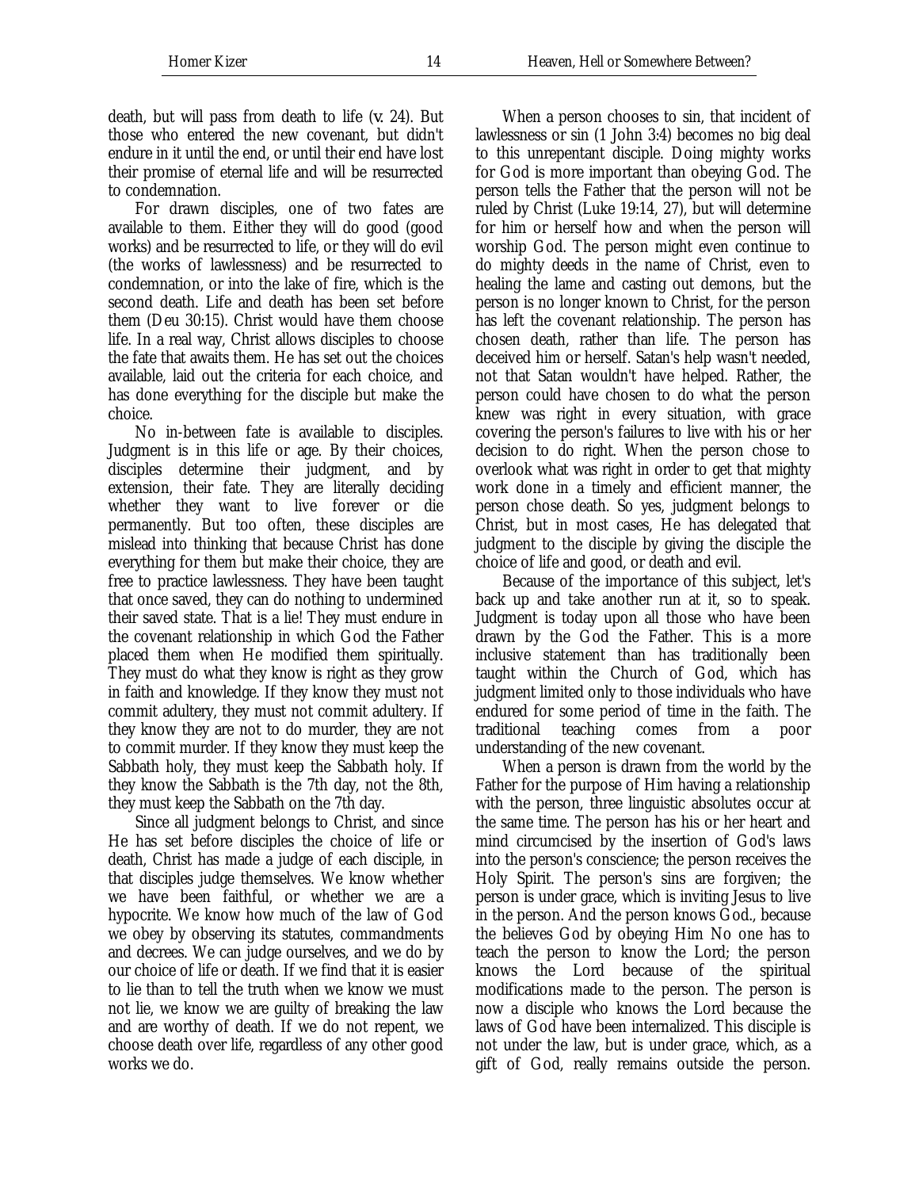death, but will pass from death to life (v. 24). But those who entered the new covenant, but didn't endure in it until the end, or until their end have lost their promise of eternal life and will be resurrected to condemnation.

For drawn disciples, one of two fates are available to them. Either they will do good (good works) and be resurrected to life, or they will do evil (the works of lawlessness) and be resurrected to condemnation, or into the lake of fire, which is the second death. Life and death has been set before them (Deu 30:15). Christ would have them choose life. In a real way, Christ allows disciples to choose the fate that awaits them. He has set out the choices available, laid out the criteria for each choice, and has done everything for the disciple but make the choice.

No in-between fate is available to disciples. Judgment is in this life or age. By their choices, disciples determine their judgment, and by extension, their fate. They are literally deciding whether they want to live forever or die permanently. But too often, these disciples are mislead into thinking that because Christ has done everything for them but make their choice, they are free to practice lawlessness. They have been taught that once saved, they can do nothing to undermined their saved state. That is a lie! They must endure in the covenant relationship in which God the Father placed them when He modified them spiritually. They must do what they know is right as they grow in faith and knowledge. If they know they must not commit adultery, they must not commit adultery. If they know they are not to do murder, they are not to commit murder. If they know they must keep the Sabbath holy, they must keep the Sabbath holy. If they know the Sabbath is the 7th day, not the 8th, they must keep the Sabbath on the 7th day.

Since all judgment belongs to Christ, and since He has set before disciples the choice of life or death, Christ has made a judge of each disciple, in that disciples judge themselves. We know whether we have been faithful, or whether we are a hypocrite. We know how much of the law of God we obey by observing its statutes, commandments and decrees. We can judge ourselves, and we do by our choice of life or death. If we find that it is easier to lie than to tell the truth when we know we must not lie, we know we are guilty of breaking the law and are worthy of death. If we do not repent, we choose death over life, regardless of any other good works we do.

When a person chooses to sin, that incident of lawlessness or sin (1 John 3:4) becomes no big deal to this unrepentant disciple. Doing mighty works for God is more important than obeying God. The person tells the Father that the person will not be ruled by Christ (Luke 19:14, 27), but will determine for him or herself how and when the person will worship God. The person might even continue to do mighty deeds in the name of Christ, even to healing the lame and casting out demons, but the person is no longer known to Christ, for the person has left the covenant relationship. The person has chosen death, rather than life. The person has deceived him or herself. Satan's help wasn't needed, not that Satan wouldn't have helped. Rather, the person could have chosen to do what the person knew was right in every situation, with grace covering the person's failures to live with his or her decision to do right. When the person chose to overlook what was right in order to get that mighty work done in a timely and efficient manner, the person chose death. So yes, judgment belongs to Christ, but in most cases, He has delegated that judgment to the disciple by giving the disciple the choice of life and good, or death and evil.

Because of the importance of this subject, let's back up and take another run at it, so to speak. Judgment is today upon all those who have been drawn by the God the Father. This is a more inclusive statement than has traditionally been taught within the Church of God, which has judgment limited only to those individuals who have endured for some period of time in the faith. The traditional teaching comes from a poor understanding of the new covenant.

When a person is drawn from the world by the Father for the purpose of Him having a relationship with the person, three linguistic absolutes occur at the same time. The person has his or her heart and mind circumcised by the insertion of God's laws into the person's conscience; the person receives the Holy Spirit. The person's sins are forgiven; the person is under grace, which is inviting Jesus to live in the person. And the person knows God., because the believes God by obeying Him No one has to teach the person to know the Lord; the person knows the Lord because of the spiritual modifications made to the person. The person is now a disciple who knows the Lord because the laws of God have been internalized. This disciple is not under the law, but is under grace, which, as a gift of God, really remains outside the person.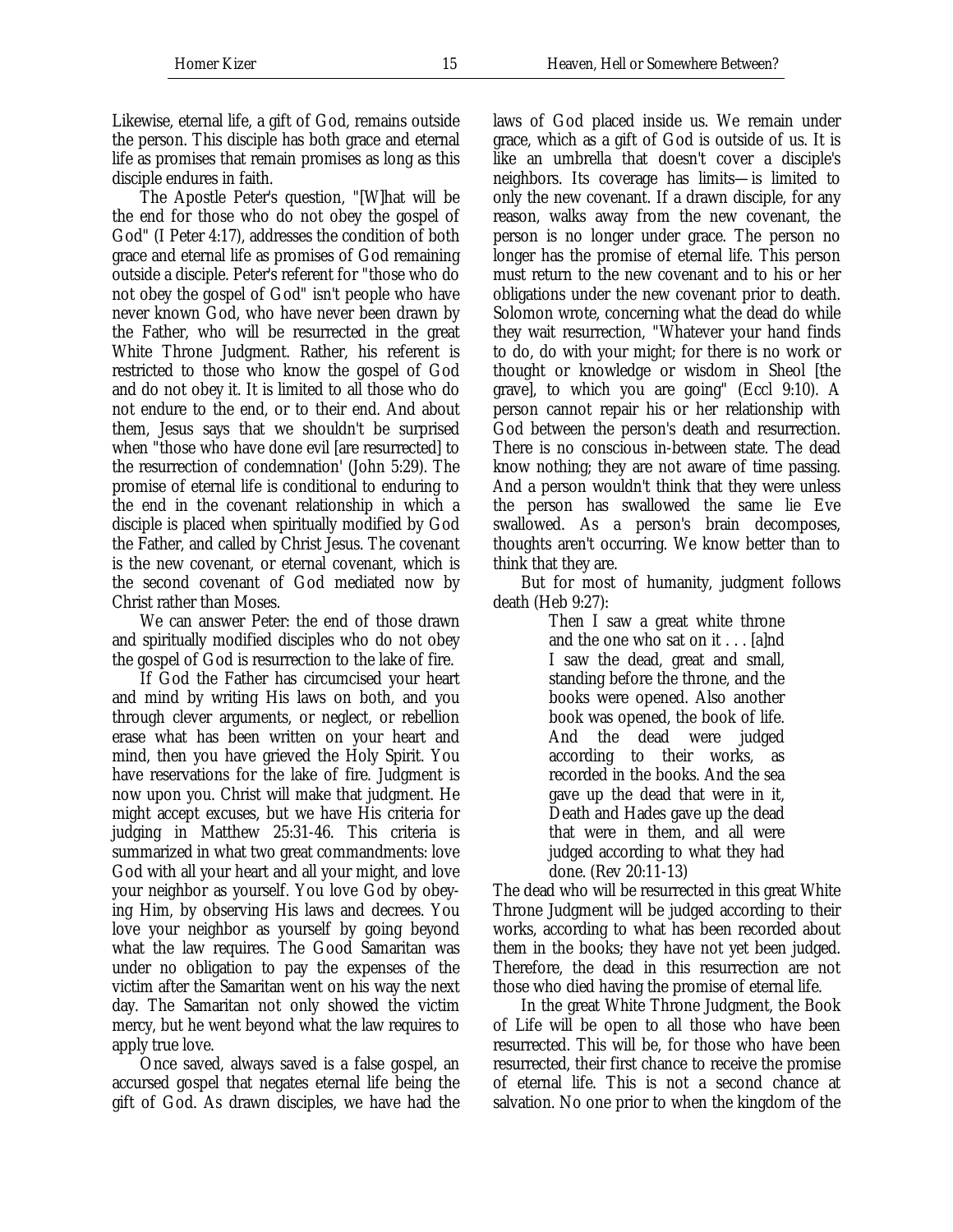Likewise, eternal life, a gift of God, remains outside the person. This disciple has both grace and eternal life as promises that remain promises as long as this disciple endures in faith.

The Apostle Peter's question, "[W]hat will be the end for those who do not obey the gospel of God" (I Peter 4:17), addresses the condition of both grace and eternal life as promises of God remaining outside a disciple. Peter's referent for "those who do not obey the gospel of God" isn't people who have never known God, who have never been drawn by the Father, who will be resurrected in the great White Throne Judgment. Rather, his referent is restricted to those who know the gospel of God and do not obey it. It is limited to all those who do not endure to the end, or to their end. And about them, Jesus says that we shouldn't be surprised when "those who have done evil [are resurrected] to the resurrection of condemnation' (John 5:29). The promise of eternal life is conditional to enduring to the end in the covenant relationship in which a disciple is placed when spiritually modified by God the Father, and called by Christ Jesus. The covenant is the new covenant, or eternal covenant, which is the second covenant of God mediated now by Christ rather than Moses.

We can answer Peter: the end of those drawn and spiritually modified disciples who do not obey the gospel of God is resurrection to the lake of fire.

If God the Father has circumcised your heart and mind by writing His laws on both, and you through clever arguments, or neglect, or rebellion erase what has been written on your heart and mind, then you have grieved the Holy Spirit. You have reservations for the lake of fire. Judgment is now upon you. Christ will make that judgment. He might accept excuses, but we have His criteria for judging in Matthew 25:31-46. This criteria is summarized in what two great commandments: love God with all your heart and all your might, and love your neighbor as yourself. You love God by obeying Him, by observing His laws and decrees. You love your neighbor as yourself by going beyond what the law requires. The Good Samaritan was under no obligation to pay the expenses of the victim after the Samaritan went on his way the next day. The Samaritan not only showed the victim mercy, but he went beyond what the law requires to apply true love.

Once saved, always saved is a false gospel, an accursed gospel that negates eternal life being the gift of God. As drawn disciples, we have had the laws of God placed inside us. We remain under grace, which as a gift of God is outside of us. It is like an umbrella that doesn't cover a disciple's neighbors. Its coverage has limits—is limited to only the new covenant. If a drawn disciple, for any reason, walks away from the new covenant, the person is no longer under grace. The person no longer has the promise of eternal life. This person must return to the new covenant and to his or her obligations under the new covenant prior to death. Solomon wrote, concerning what the dead do while they wait resurrection, "Whatever your hand finds to do, do with your might; for there is no work or thought or knowledge or wisdom in Sheol [the grave], to which you are going" (Eccl 9:10). A person cannot repair his or her relationship with God between the person's death and resurrection. There is no conscious in-between state. The dead know nothing; they are not aware of time passing. And a person wouldn't think that they were unless the person has swallowed the same lie Eve swallowed. As a person's brain decomposes, thoughts aren't occurring. We know better than to think that they are.

But for most of humanity, judgment follows death (Heb 9:27):

> Then I saw a great white throne and the one who sat on it . . . [a]nd I saw the dead, great and small, standing before the throne, and the books were opened. Also another book was opened, the book of life. And the dead were judged according to their works, as recorded in the books. And the sea gave up the dead that were in it, Death and Hades gave up the dead that were in them, and all were judged according to what they had done. (Rev 20:11-13)

The dead who will be resurrected in this great White Throne Judgment will be judged according to their works, according to what has been recorded about them in the books; they have not yet been judged. Therefore, the dead in this resurrection are not those who died having the promise of eternal life.

In the great White Throne Judgment, the Book of Life will be open to all those who have been resurrected. This will be, for those who have been resurrected, their first chance to receive the promise of eternal life. This is not a second chance at salvation. No one prior to when the kingdom of the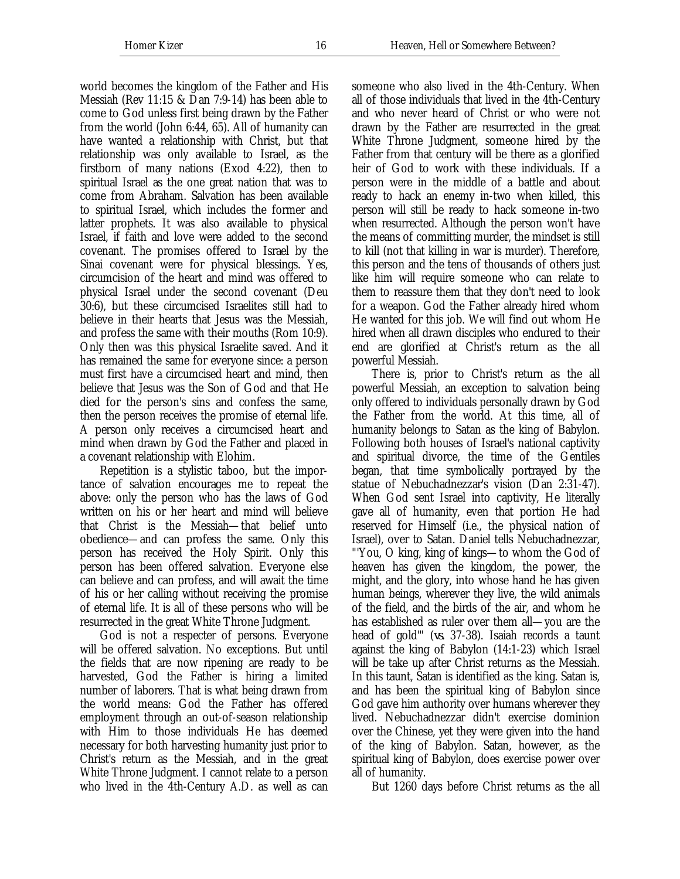world becomes the kingdom of the Father and His Messiah (Rev 11:15 & Dan 7:9-14) has been able to come to God unless first being drawn by the Father from the world (John 6:44, 65). All of humanity can have wanted a relationship with Christ, but that relationship was only available to Israel, as the firstborn of many nations (Exod 4:22), then to spiritual Israel as the one great nation that was to come from Abraham. Salvation has been available to spiritual Israel, which includes the former and latter prophets. It was also available to physical Israel, if faith and love were added to the second covenant. The promises offered to Israel by the Sinai covenant were for physical blessings. Yes, circumcision of the heart and mind was offered to physical Israel under the second covenant (Deu 30:6), but these circumcised Israelites still had to believe in their hearts that Jesus was the Messiah, and profess the same with their mouths (Rom 10:9). Only then was this physical Israelite saved. And it has remained the same for everyone since: a person must first have a circumcised heart and mind, then believe that Jesus was the Son of God and that He died for the person's sins and confess the same, then the person receives the promise of eternal life. A person only receives a circumcised heart and mind when drawn by God the Father and placed in a covenant relationship with Elohim.

Repetition is a stylistic taboo, but the importance of salvation encourages me to repeat the above: only the person who has the laws of God written on his or her heart and mind will believe that Christ is the Messiah—that belief unto obedience—and can profess the same. Only this person has received the Holy Spirit. Only this person has been offered salvation. Everyone else can believe and can profess, and will await the time of his or her calling without receiving the promise of eternal life. It is all of these persons who will be resurrected in the great White Throne Judgment.

God is not a respecter of persons. Everyone will be offered salvation. No exceptions. But until the fields that are now ripening are ready to be harvested, God the Father is hiring a limited number of laborers. That is what being drawn from the world means: God the Father has offered employment through an out-of-season relationship with Him to those individuals He has deemed necessary for both harvesting humanity just prior to Christ's return as the Messiah, and in the great White Throne Judgment. I cannot relate to a person who lived in the 4th-Century A.D. as well as can someone who also lived in the 4th-Century. When all of those individuals that lived in the 4th-Century and who never heard of Christ or who were not drawn by the Father are resurrected in the great White Throne Judgment, someone hired by the Father from that century will be there as a glorified heir of God to work with these individuals. If a person were in the middle of a battle and about ready to hack an enemy in-two when killed, this person will still be ready to hack someone in-two when resurrected. Although the person won't have the means of committing murder, the mindset is still to kill (not that killing in war is murder). Therefore, this person and the tens of thousands of others just like him will require someone who can relate to them to reassure them that they don't need to look for a weapon. God the Father already hired whom He wanted for this job. We will find out whom He hired when all drawn disciples who endured to their end are glorified at Christ's return as the all powerful Messiah.

There is, prior to Christ's return as the all powerful Messiah, an exception to salvation being only offered to individuals personally drawn by God the Father from the world. At this time, all of humanity belongs to Satan as the king of Babylon. Following both houses of Israel's national captivity and spiritual divorce, the time of the Gentiles began, that time symbolically portrayed by the statue of Nebuchadnezzar's vision (Dan 2:31-47). When God sent Israel into captivity, He literally gave all of humanity, even that portion He had reserved for Himself (i.e., the physical nation of Israel), over to Satan. Daniel tells Nebuchadnezzar, "'You, O king, king of kings—to whom the God of heaven has given the kingdom, the power, the might, and the glory, into whose hand he has given human beings, wherever they live, the wild animals of the field, and the birds of the air, and whom he has established as ruler over them all—you are the head of gold'" (vs. 37-38). Isaiah records a taunt against the king of Babylon (14:1-23) which Israel will be take up after Christ returns as the Messiah. In this taunt, Satan is identified as the king. Satan is, and has been the spiritual king of Babylon since God gave him authority over humans wherever they lived. Nebuchadnezzar didn't exercise dominion over the Chinese, yet they were given into the hand of the king of Babylon. Satan, however, as the spiritual king of Babylon, does exercise power over all of humanity.

But 1260 days before Christ returns as the all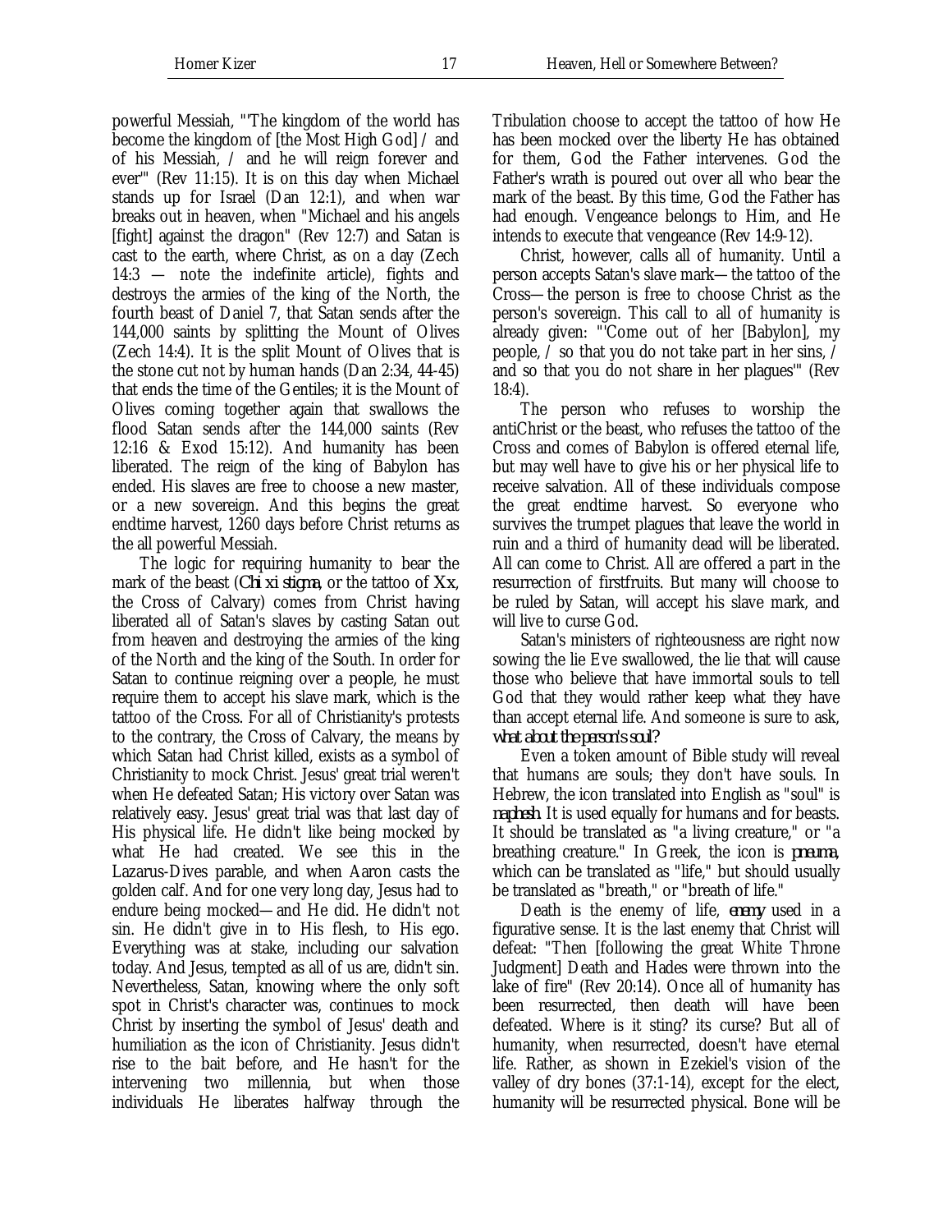powerful Messiah, "'The kingdom of the world has become the kingdom of [the Most High God] / and of his Messiah, / and he will reign forever and ever'" (Rev 11:15). It is on this day when Michael stands up for Israel (Dan 12:1), and when war breaks out in heaven, when "Michael and his angels [fight] against the dragon" (Rev 12:7) and Satan is cast to the earth, where Christ, as on a day (Zech 14:3 — note the indefinite article), fights and destroys the armies of the king of the North, the fourth beast of Daniel 7, that Satan sends after the 144,000 saints by splitting the Mount of Olives (Zech 14:4). It is the split Mount of Olives that is the stone cut not by human hands (Dan 2:34, 44-45) that ends the time of the Gentiles; it is the Mount of Olives coming together again that swallows the flood Satan sends after the 144,000 saints (Rev 12:16 & Exod 15:12). And humanity has been liberated. The reign of the king of Babylon has ended. His slaves are free to choose a new master, or a new sovereign. And this begins the great endtime harvest, 1260 days before Christ returns as the all powerful Messiah.

The logic for requiring humanity to bear the mark of the beast (*Chi xi stigma*, or the tattoo of *Xx*, the Cross of Calvary) comes from Christ having liberated all of Satan's slaves by casting Satan out from heaven and destroying the armies of the king of the North and the king of the South. In order for Satan to continue reigning over a people, he must require them to accept his slave mark, which is the tattoo of the Cross. For all of Christianity's protests to the contrary, the Cross of Calvary, the means by which Satan had Christ killed, exists as a symbol of Christianity to mock Christ. Jesus' great trial weren't when He defeated Satan; His victory over Satan was relatively easy. Jesus' great trial was that last day of His physical life. He didn't like being mocked by what He had created. We see this in the Lazarus-Dives parable, and when Aaron casts the golden calf. And for one very long day, Jesus had to endure being mocked—and He did. He didn't not sin. He didn't give in to His flesh, to His ego. Everything was at stake, including our salvation today. And Jesus, tempted as all of us are, didn't sin. Nevertheless, Satan, knowing where the only soft spot in Christ's character was, continues to mock Christ by inserting the symbol of Jesus' death and humiliation as the icon of Christianity. Jesus didn't rise to the bait before, and He hasn't for the intervening two millennia, but when those individuals He liberates halfway through the Tribulation choose to accept the tattoo of how He has been mocked over the liberty He has obtained for them, God the Father intervenes. God the Father's wrath is poured out over all who bear the mark of the beast. By this time, God the Father has had enough. Vengeance belongs to Him, and He intends to execute that vengeance (Rev 14:9-12).

Christ, however, calls all of humanity. Until a person accepts Satan's slave mark—the tattoo of the Cross—the person is free to choose Christ as the person's sovereign. This call to all of humanity is already given: "'Come out of her [Babylon], my people, / so that you do not take part in her sins, / and so that you do not share in her plagues'" (Rev 18:4).

The person who refuses to worship the antiChrist or the beast, who refuses the tattoo of the Cross and comes of Babylon is offered eternal life, but may well have to give his or her physical life to receive salvation. All of these individuals compose the great endtime harvest. So everyone who survives the trumpet plagues that leave the world in ruin and a third of humanity dead will be liberated. All can come to Christ. All are offered a part in the resurrection of firstfruits. But many will choose to be ruled by Satan, will accept his slave mark, and will live to curse God.

Satan's ministers of righteousness are right now sowing the lie Eve swallowed, the lie that will cause those who believe that have immortal souls to tell God that they would rather keep what they have than accept eternal life. And someone is sure to ask, *what about the person's soul?*

Even a token amount of Bible study will reveal that humans are souls; they don't have souls. In Hebrew, the icon translated into English as "soul" is *nephesh*. It is used equally for humans and for beasts. It should be translated as "a living creature," or "a breathing creature." In Greek, the icon is *pneuma*, which can be translated as "life," but should usually be translated as "breath," or "breath of life."

Death is the enemy of life, *enemy* used in a figurative sense. It is the last enemy that Christ will defeat: "Then [following the great White Throne Judgment] Death and Hades were thrown into the lake of fire" (Rev 20:14). Once all of humanity has been resurrected, then death will have been defeated. Where is it sting? its curse? But all of humanity, when resurrected, doesn't have eternal life. Rather, as shown in Ezekiel's vision of the valley of dry bones (37:1-14), except for the elect, humanity will be resurrected physical. Bone will be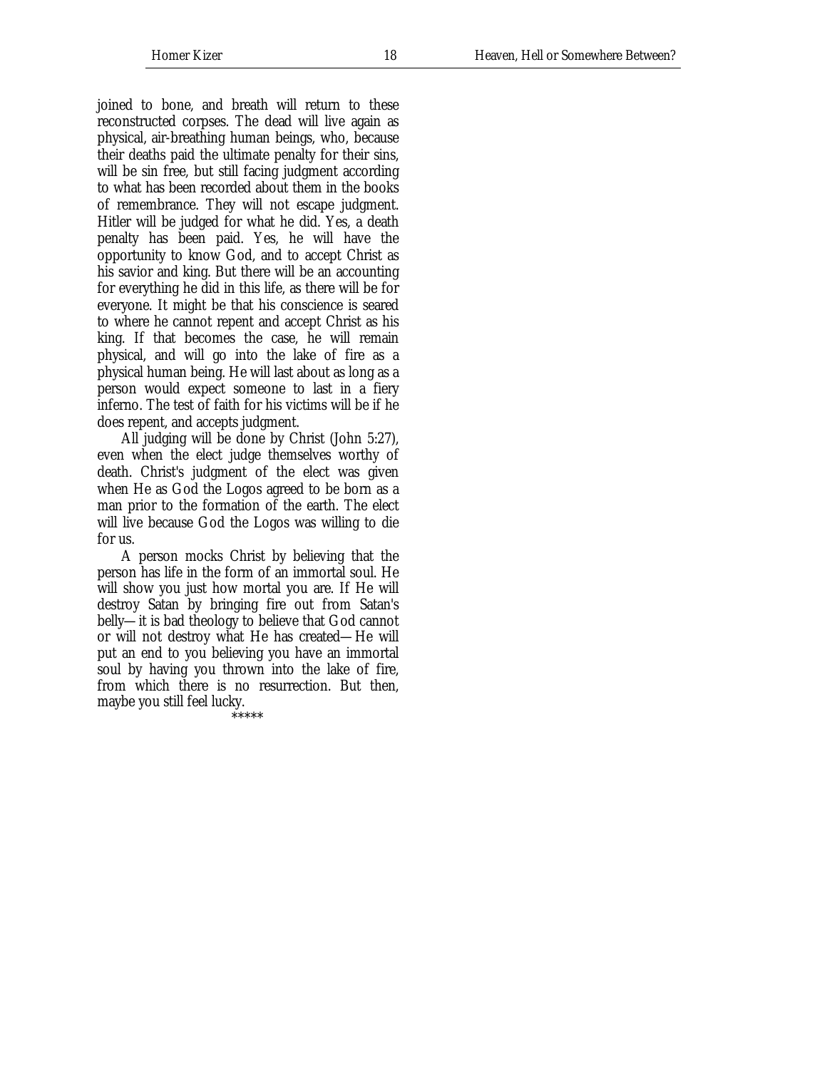joined to bone, and breath will return to these reconstructed corpses. The dead will live again as physical, air-breathing human beings, who, because their deaths paid the ultimate penalty for their sins, will be sin free, but still facing judgment according to what has been recorded about them in the books of remembrance. They will not escape judgment. Hitler will be judged for what he did. Yes, a death penalty has been paid. Yes, he will have the opportunity to know God, and to accept Christ as his savior and king. But there will be an accounting for everything he did in this life, as there will be for everyone. It might be that his conscience is seared to where he cannot repent and accept Christ as his king. If that becomes the case, he will remain physical, and will go into the lake of fire as a physical human being. He will last about as long as a person would expect someone to last in a fiery inferno. The test of faith for his victims will be if he does repent, and accepts judgment.

All judging will be done by Christ (John 5:27), even when the elect judge themselves worthy of death. Christ's judgment of the elect was given when He as God the Logos agreed to be born as a man prior to the formation of the earth. The elect will live because God the Logos was willing to die for us.

A person mocks Christ by believing that the person has life in the form of an immortal soul. He will show you just how mortal you are. If He will destroy Satan by bringing fire out from Satan's belly—it is bad theology to believe that God cannot or will not destroy what He has created—He will put an end to you believing you have an immortal soul by having you thrown into the lake of fire, from which there is no resurrection. But then, maybe you still feel lucky.

*****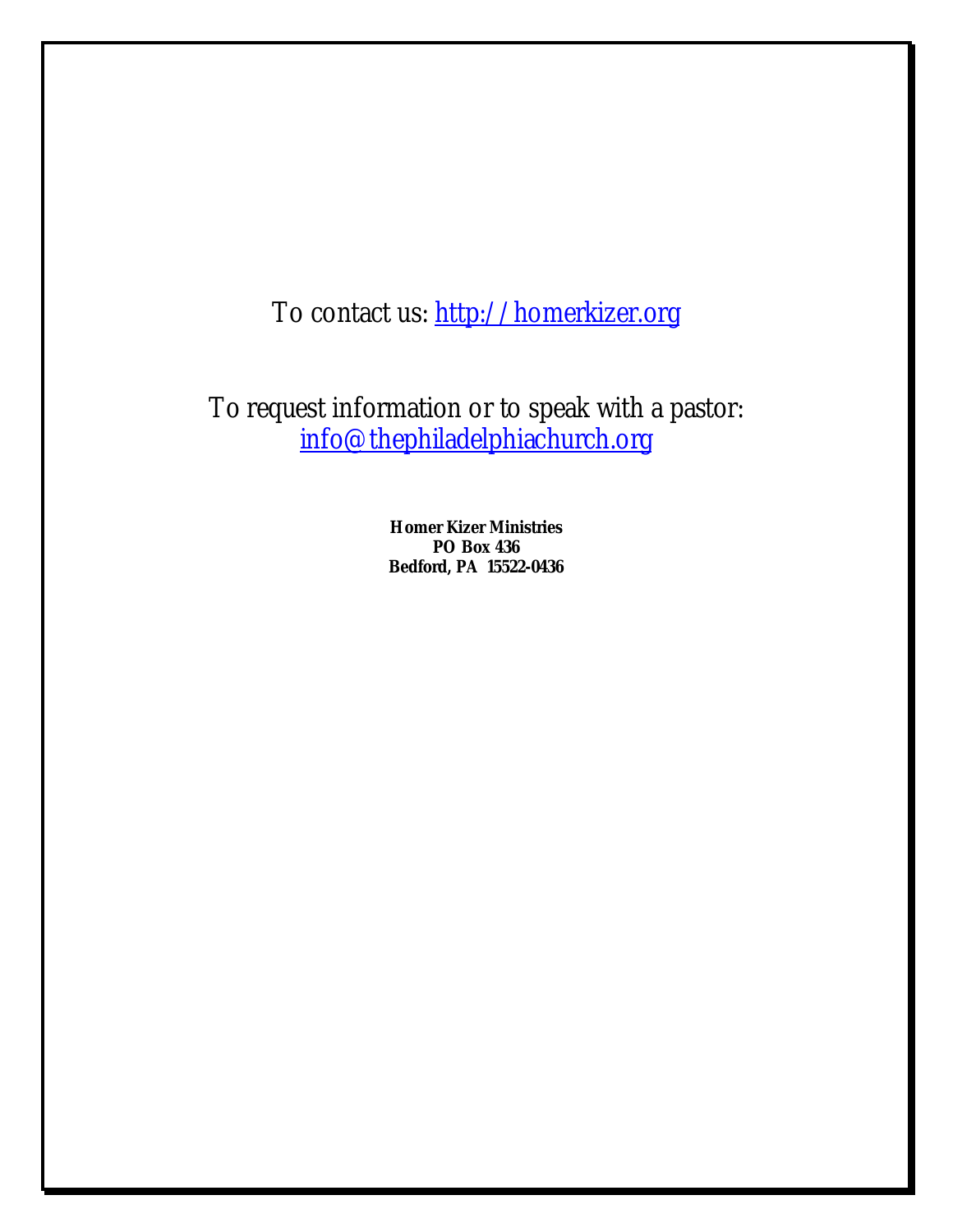To contact us: [http://homerkizer.org](http://homerkizer.org)

To request information or to speak with a pastor:
[info@thephiladelphiachurch.org](mailto:info@thephiladelphiachurch.org)

**Homer Kizer Ministries**
**PO Box 436**
**Bedford, PA 15522-0436**